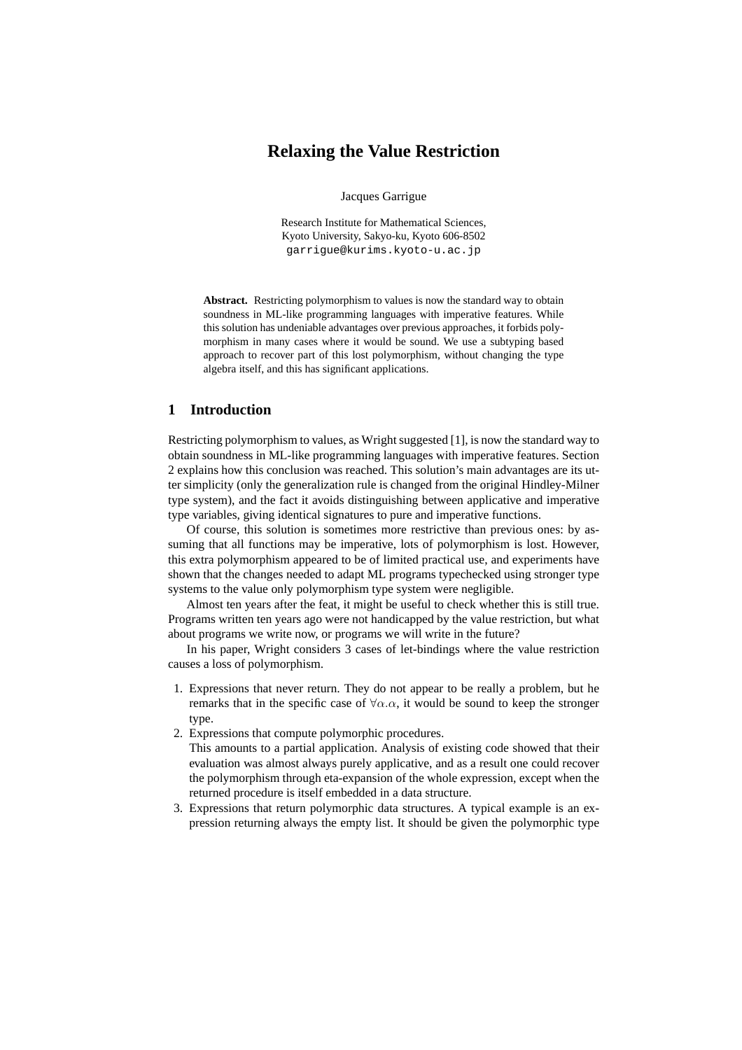# Relaxing the Value Restriction

Jacques Garrigue

Research Institute for Mathematical Sciences,
Kyoto University, Sakyo-ku, Kyoto 606-8502
garrigue@kurims.kyoto-u.ac.jp

**Abstract.** Restricting polymorphism to values is now the standard way to obtain soundness in ML-like programming languages with imperative features. While this solution has undeniable advantages over previous approaches, it forbids polymorphism in many cases where it would be sound. We use a subtyping based approach to recover part of this lost polymorphism, without changing the type algebra itself, and this has significant applications.

## 1 Introduction

Restricting polymorphism to values, as Wright suggested [1], is now the standard way to obtain soundness in ML-like programming languages with imperative features. Section 2 explains how this conclusion was reached. This solution's main advantages are its utter simplicity (only the generalization rule is changed from the original Hindley-Milner type system), and the fact it avoids distinguishing between applicative and imperative type variables, giving identical signatures to pure and imperative functions.

Of course, this solution is sometimes more restrictive than previous ones: by assuming that all functions may be imperative, lots of polymorphism is lost. However, this extra polymorphism appeared to be of limited practical use, and experiments have shown that the changes needed to adapt ML programs typechecked using stronger type systems to the value only polymorphism type system were negligible.

Almost ten years after the feat, it might be useful to check whether this is still true. Programs written ten years ago were not handicapped by the value restriction, but what about programs we write now, or programs we will write in the future?

In his paper, Wright considers 3 cases of let-bindings where the value restriction causes a loss of polymorphism.

1. Expressions that never return. They do not appear to be really a problem, but he remarks that in the specific case of $\forall\alpha.\alpha$, it would be sound to keep the stronger type.
2. Expressions that compute polymorphic procedures.
   This amounts to a partial application. Analysis of existing code showed that their evaluation was almost always purely applicative, and as a result one could recover the polymorphism through eta-expansion of the whole expression, except when the returned procedure is itself embedded in a data structure.
3. Expressions that return polymorphic data structures. A typical example is an expression returning always the empty list. It should be given the polymorphic type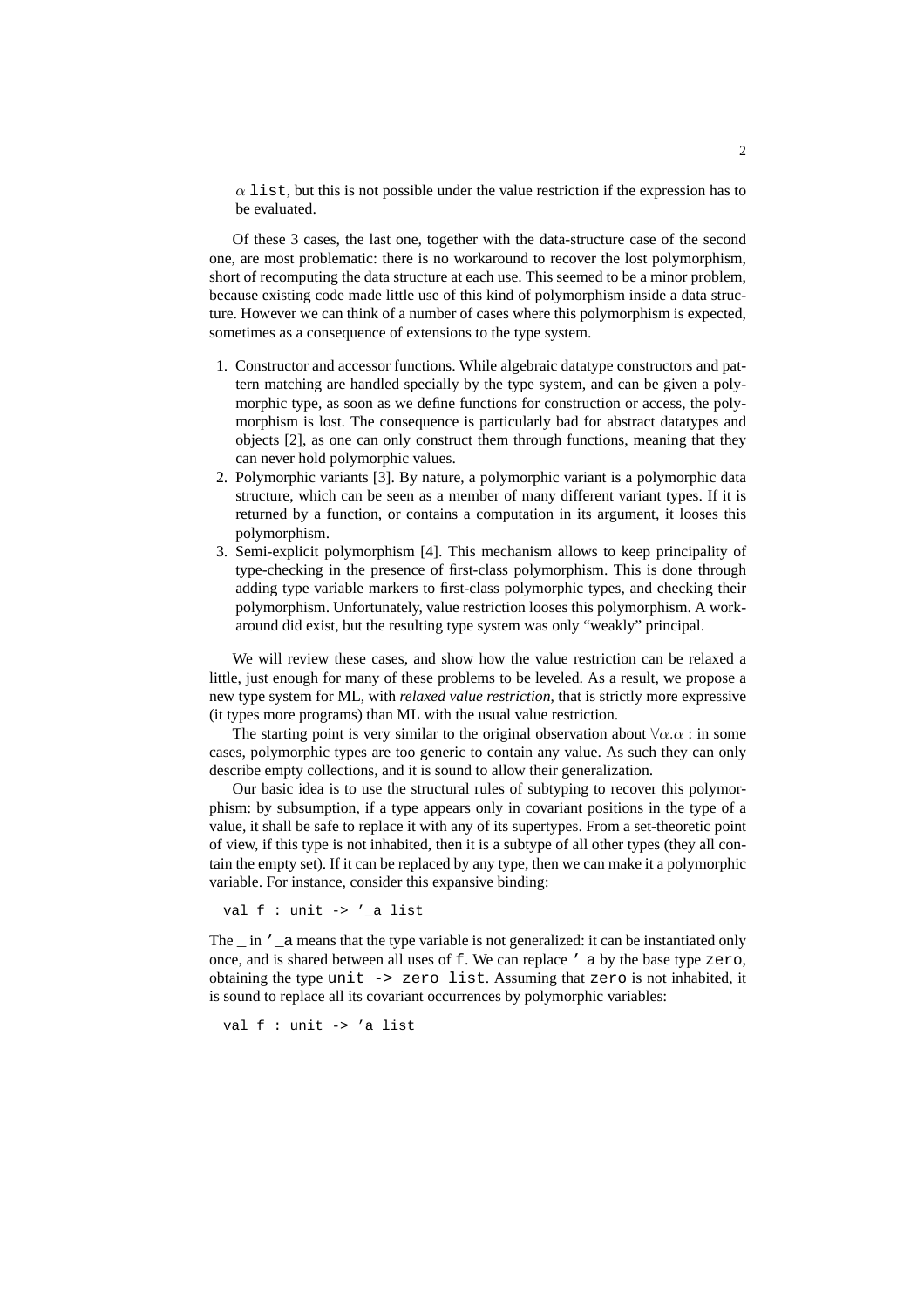$\alpha$ `list`, but this is not possible under the value restriction if the expression has to be evaluated.

Of these 3 cases, the last one, together with the data-structure case of the second one, are most problematic: there is no workaround to recover the lost polymorphism, short of recomputing the data structure at each use. This seemed to be a minor problem, because existing code made little use of this kind of polymorphism inside a data structure. However we can think of a number of cases where this polymorphism is expected, sometimes as a consequence of extensions to the type system.

1. Constructor and accessor functions. While algebraic datatype constructors and pattern matching are handled specially by the type system, and can be given a polymorphic type, as soon as we define functions for construction or access, the polymorphism is lost. The consequence is particularly bad for abstract datatypes and objects [2], as one can only construct them through functions, meaning that they can never hold polymorphic values.
2. Polymorphic variants [3]. By nature, a polymorphic variant is a polymorphic data structure, which can be seen as a member of many different variant types. If it is returned by a function, or contains a computation in its argument, it looses this polymorphism.
3. Semi-explicit polymorphism [4]. This mechanism allows to keep principality of type-checking in the presence of first-class polymorphism. This is done through adding type variable markers to first-class polymorphic types, and checking their polymorphism. Unfortunately, value restriction looses this polymorphism. A workaround did exist, but the resulting type system was only "weakly" principal.

We will review these cases, and show how the value restriction can be relaxed a little, just enough for many of these problems to be leveled. As a result, we propose a new type system for ML, with *relaxed value restriction*, that is strictly more expressive (it types more programs) than ML with the usual value restriction.

The starting point is very similar to the original observation about $\forall\alpha.\alpha$ : in some cases, polymorphic types are too generic to contain any value. As such they can only describe empty collections, and it is sound to allow their generalization.

Our basic idea is to use the structural rules of subtyping to recover this polymorphism: by subsumption, if a type appears only in covariant positions in the type of a value, it shall be safe to replace it with any of its supertypes. From a set-theoretic point of view, if this type is not inhabited, then it is a subtype of all other types (they all contain the empty set). If it can be replaced by any type, then we can make it a polymorphic variable. For instance, consider this expansive binding:

```
val f : unit -> '_a list
```

The `_` in `'_a` means that the type variable is not generalized: it can be instantiated only once, and is shared between all uses of `f`. We can replace `'_a` by the base type `zero`, obtaining the type `unit -> zero list`. Assuming that `zero` is not inhabited, it is sound to replace all its covariant occurrences by polymorphic variables:

```
val f : unit -> 'a list
```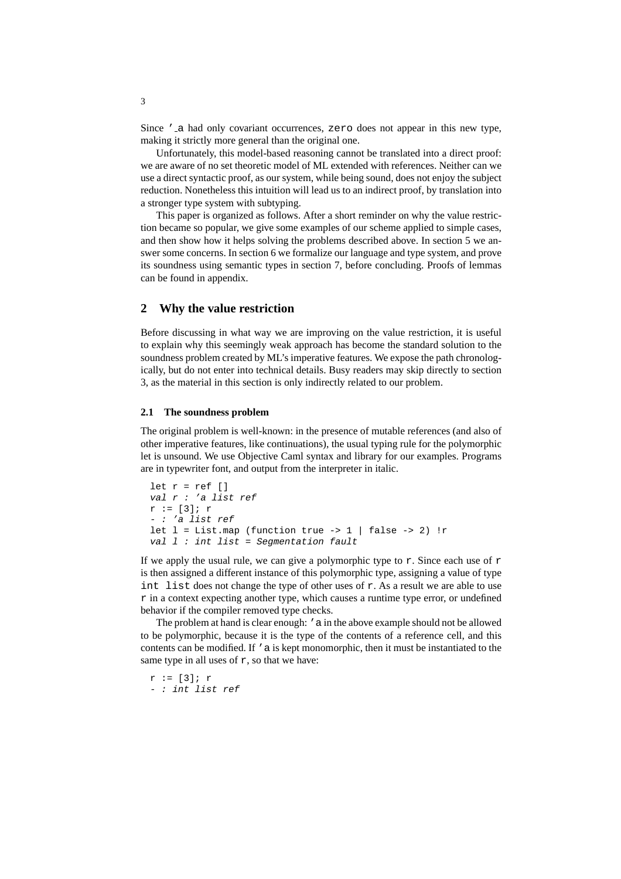Since `'_a` had only covariant occurrences, `zero` does not appear in this new type, making it strictly more general than the original one.

Unfortunately, this model-based reasoning cannot be translated into a direct proof: we are aware of no set theoretic model of ML extended with references. Neither can we use a direct syntactic proof, as our system, while being sound, does not enjoy the subject reduction. Nonetheless this intuition will lead us to an indirect proof, by translation into a stronger type system with subtyping.

This paper is organized as follows. After a short reminder on why the value restriction became so popular, we give some examples of our scheme applied to simple cases, and then show how it helps solving the problems described above. In section 5 we answer some concerns. In section 6 we formalize our language and type system, and prove its soundness using semantic types in section 7, before concluding. Proofs of lemmas can be found in appendix.

## 2 Why the value restriction

Before discussing in what way we are improving on the value restriction, it is useful to explain why this seemingly weak approach has become the standard solution to the soundness problem created by ML's imperative features. We expose the path chronologically, but do not enter into technical details. Busy readers may skip directly to section 3, as the material in this section is only indirectly related to our problem.

### 2.1 The soundness problem

The original problem is well-known: in the presence of mutable references (and also of other imperative features, like continuations), the usual typing rule for the polymorphic let is unsound. We use Objective Caml syntax and library for our examples. Programs are in typewriter font, and output from the interpreter in italic.

```
let r = ref []
val r : 'a list ref
r := [3]; r
- : 'a list ref
let l = List.map (function true -> 1 | false -> 2) !r
val l : int list = Segmentation fault
```

If we apply the usual rule, we can give a polymorphic type to `r`. Since each use of `r` is then assigned a different instance of this polymorphic type, assigning a value of type `int list` does not change the type of other uses of `r`. As a result we are able to use `r` in a context expecting another type, which causes a runtime type error, or undefined behavior if the compiler removed type checks.

The problem at hand is clear enough: `'a` in the above example should not be allowed to be polymorphic, because it is the type of the contents of a reference cell, and this contents can be modified. If `'a` is kept monomorphic, then it must be instantiated to the same type in all uses of `r`, so that we have:

```
r := [3]; r
- : int list ref
```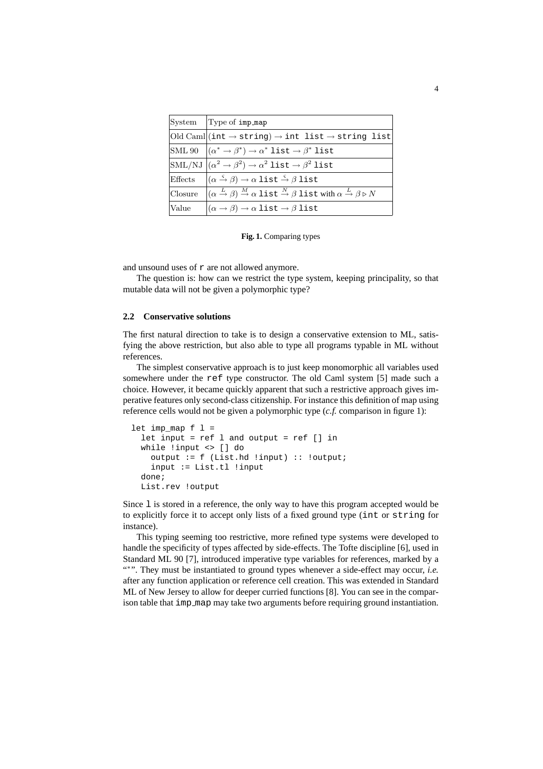| System | Type of imp_map |
| --- | --- |
| Old Caml | $(\texttt{int} \to \texttt{string}) \to \texttt{int list} \to \texttt{string list}$ |
| SML 90 | $(\alpha^* \to \beta^*) \to \alpha^* \ \texttt{list} \to \beta^* \ \texttt{list}$ |
| SML/NJ | $(\alpha^2 \to \beta^2) \to \alpha^2 \ \texttt{list} \to \beta^2 \ \texttt{list}$ |
| Effects | $(\alpha \xrightarrow{\varsigma} \beta) \to \alpha \ \texttt{list} \xrightarrow{\varsigma} \beta \ \texttt{list}$ |
| Closure | $(\alpha \xrightarrow{L} \beta) \xrightarrow{M} \alpha \ \texttt{list} \xrightarrow{N} \beta \ \texttt{list}$ with $\alpha \xrightarrow{L} \beta \triangleright N$ |
| Value | $(\alpha \to \beta) \to \alpha \ \texttt{list} \to \beta \ \texttt{list}$ |

**Fig. 1.** Comparing types

and unsound uses of r are not allowed anymore.

The question is: how can we restrict the type system, keeping principality, so that mutable data will not be given a polymorphic type?

### 2.2 Conservative solutions

The first natural direction to take is to design a conservative extension to ML, satisfying the above restriction, but also able to type all programs typable in ML without references.

The simplest conservative approach is to just keep monomorphic all variables used somewhere under the ref type constructor. The old Caml system [5] made such a choice. However, it became quickly apparent that such a restrictive approach gives imperative features only second-class citizenship. For instance this definition of map using reference cells would not be given a polymorphic type (*c.f.* comparison in figure 1):

```
let imp_map f l =
  let input = ref l and output = ref [] in
  while !input <> [] do
    output := f (List.hd !input) :: !output;
    input := List.tl !input
  done;
  List.rev !output
```

Since l is stored in a reference, the only way to have this program accepted would be to explicitly force it to accept only lists of a fixed ground type (int or string for instance).

This typing seeming too restrictive, more refined type systems were developed to handle the specificity of types affected by side-effects. The Tofte discipline [6], used in Standard ML 90 [7], introduced imperative type variables for references, marked by a "$*$". They must be instantiated to ground types whenever a side-effect may occur, *i.e.* after any function application or reference cell creation. This was extended in Standard ML of New Jersey to allow for deeper curried functions [8]. You can see in the comparison table that imp_map may take two arguments before requiring ground instantiation.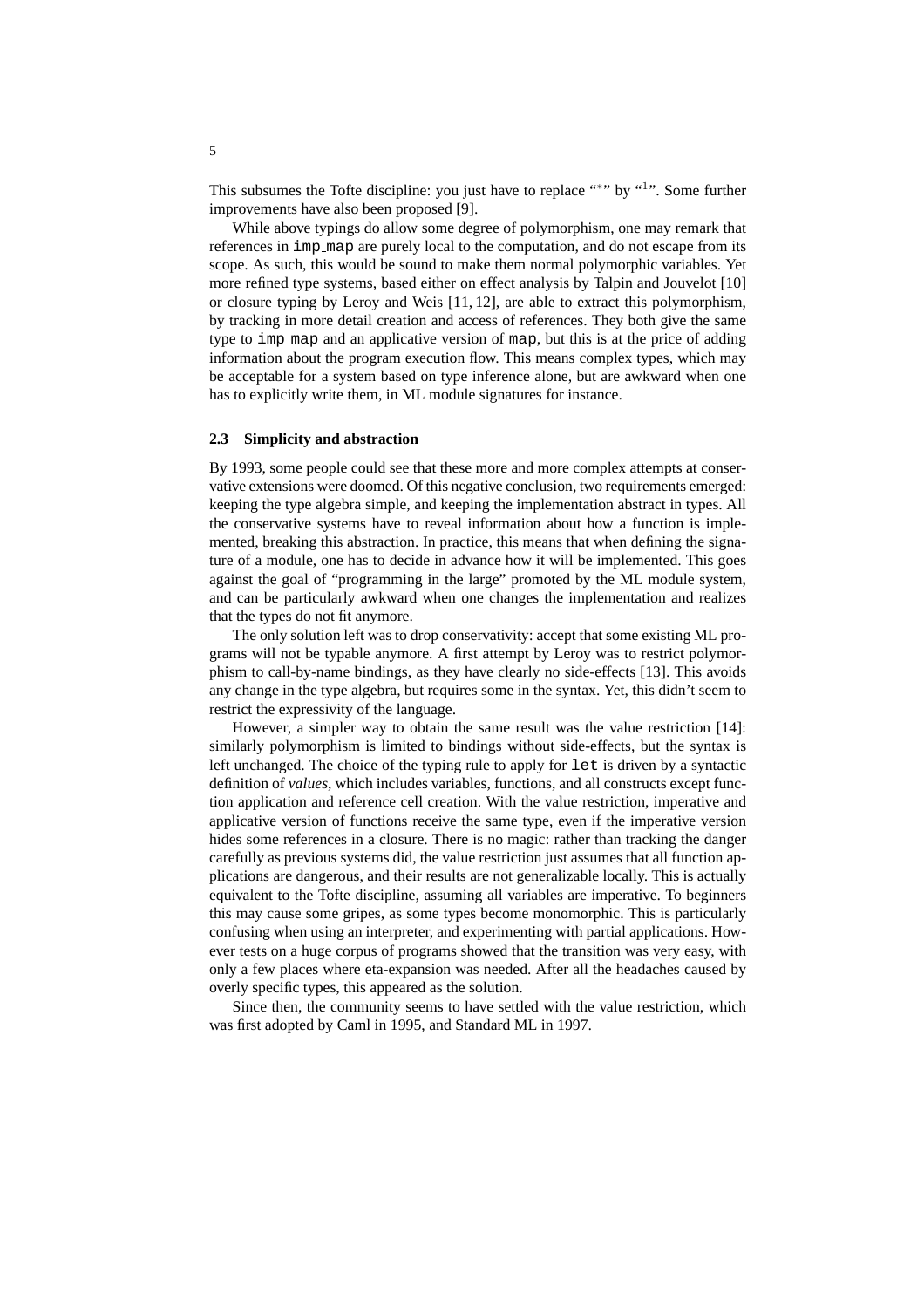This subsumes the Tofte discipline: you just have to replace "$^*$" by "$^1$". Some further improvements have also been proposed [9].

While above typings do allow some degree of polymorphism, one may remark that references in `imp_map` are purely local to the computation, and do not escape from its scope. As such, this would be sound to make them normal polymorphic variables. Yet more refined type systems, based either on effect analysis by Talpin and Jouvelot [10] or closure typing by Leroy and Weis [11, 12], are able to extract this polymorphism, by tracking in more detail creation and access of references. They both give the same type to `imp_map` and an applicative version of `map`, but this is at the price of adding information about the program execution flow. This means complex types, which may be acceptable for a system based on type inference alone, but are awkward when one has to explicitly write them, in ML module signatures for instance.

### 2.3 Simplicity and abstraction

By 1993, some people could see that these more and more complex attempts at conservative extensions were doomed. Of this negative conclusion, two requirements emerged: keeping the type algebra simple, and keeping the implementation abstract in types. All the conservative systems have to reveal information about how a function is implemented, breaking this abstraction. In practice, this means that when defining the signature of a module, one has to decide in advance how it will be implemented. This goes against the goal of "programming in the large" promoted by the ML module system, and can be particularly awkward when one changes the implementation and realizes that the types do not fit anymore.

The only solution left was to drop conservativity: accept that some existing ML programs will not be typable anymore. A first attempt by Leroy was to restrict polymorphism to call-by-name bindings, as they have clearly no side-effects [13]. This avoids any change in the type algebra, but requires some in the syntax. Yet, this didn't seem to restrict the expressivity of the language.

However, a simpler way to obtain the same result was the value restriction [14]: similarly polymorphism is limited to bindings without side-effects, but the syntax is left unchanged. The choice of the typing rule to apply for `let` is driven by a syntactic definition of *values*, which includes variables, functions, and all constructs except function application and reference cell creation. With the value restriction, imperative and applicative version of functions receive the same type, even if the imperative version hides some references in a closure. There is no magic: rather than tracking the danger carefully as previous systems did, the value restriction just assumes that all function applications are dangerous, and their results are not generalizable locally. This is actually equivalent to the Tofte discipline, assuming all variables are imperative. To beginners this may cause some gripes, as some types become monomorphic. This is particularly confusing when using an interpreter, and experimenting with partial applications. However tests on a huge corpus of programs showed that the transition was very easy, with only a few places where eta-expansion was needed. After all the headaches caused by overly specific types, this appeared as the solution.

Since then, the community seems to have settled with the value restriction, which was first adopted by Caml in 1995, and Standard ML in 1997.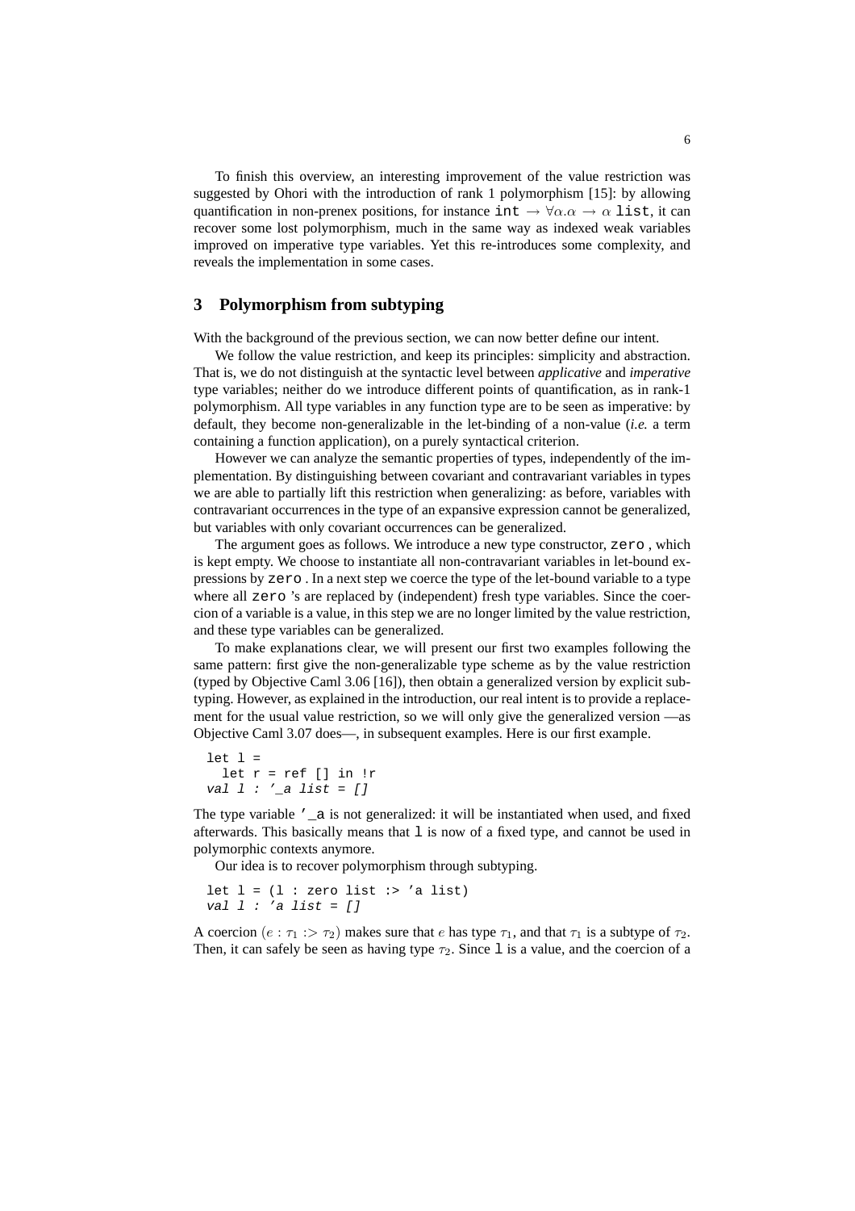To finish this overview, an interesting improvement of the value restriction was suggested by Ohori with the introduction of rank 1 polymorphism [15]: by allowing quantification in non-prenex positions, for instance `int` $\rightarrow \forall\alpha.\alpha \rightarrow \alpha$ `list`, it can recover some lost polymorphism, much in the same way as indexed weak variables improved on imperative type variables. Yet this re-introduces some complexity, and reveals the implementation in some cases.

## 3 Polymorphism from subtyping

With the background of the previous section, we can now better define our intent.

We follow the value restriction, and keep its principles: simplicity and abstraction. That is, we do not distinguish at the syntactic level between *applicative* and *imperative* type variables; neither do we introduce different points of quantification, as in rank-1 polymorphism. All type variables in any function type are to be seen as imperative: by default, they become non-generalizable in the let-binding of a non-value (*i.e.* a term containing a function application), on a purely syntactical criterion.

However we can analyze the semantic properties of types, independently of the implementation. By distinguishing between covariant and contravariant variables in types we are able to partially lift this restriction when generalizing: as before, variables with contravariant occurrences in the type of an expansive expression cannot be generalized, but variables with only covariant occurrences can be generalized.

The argument goes as follows. We introduce a new type constructor, `zero` , which is kept empty. We choose to instantiate all non-contravariant variables in let-bound expressions by `zero` . In a next step we coerce the type of the let-bound variable to a type where all `zero` 's are replaced by (independent) fresh type variables. Since the coercion of a variable is a value, in this step we are no longer limited by the value restriction, and these type variables can be generalized.

To make explanations clear, we will present our first two examples following the same pattern: first give the non-generalizable type scheme as by the value restriction (typed by Objective Caml 3.06 [16]), then obtain a generalized version by explicit subtyping. However, as explained in the introduction, our real intent is to provide a replacement for the usual value restriction, so we will only give the generalized version —as Objective Caml 3.07 does—, in subsequent examples. Here is our first example.

```
let l =
  let r = ref [] in !r
val l : '_a list = []
```

The type variable `'_a` is not generalized: it will be instantiated when used, and fixed afterwards. This basically means that `l` is now of a fixed type, and cannot be used in polymorphic contexts anymore.

Our idea is to recover polymorphism through subtyping.

```
let l = (l : zero list :> 'a list)
val l : 'a list = []
```

A coercion $(e : \tau_1 :> \tau_2)$ makes sure that $e$ has type $\tau_1$, and that $\tau_1$ is a subtype of $\tau_2$. Then, it can safely be seen as having type $\tau_2$. Since `l` is a value, and the coercion of a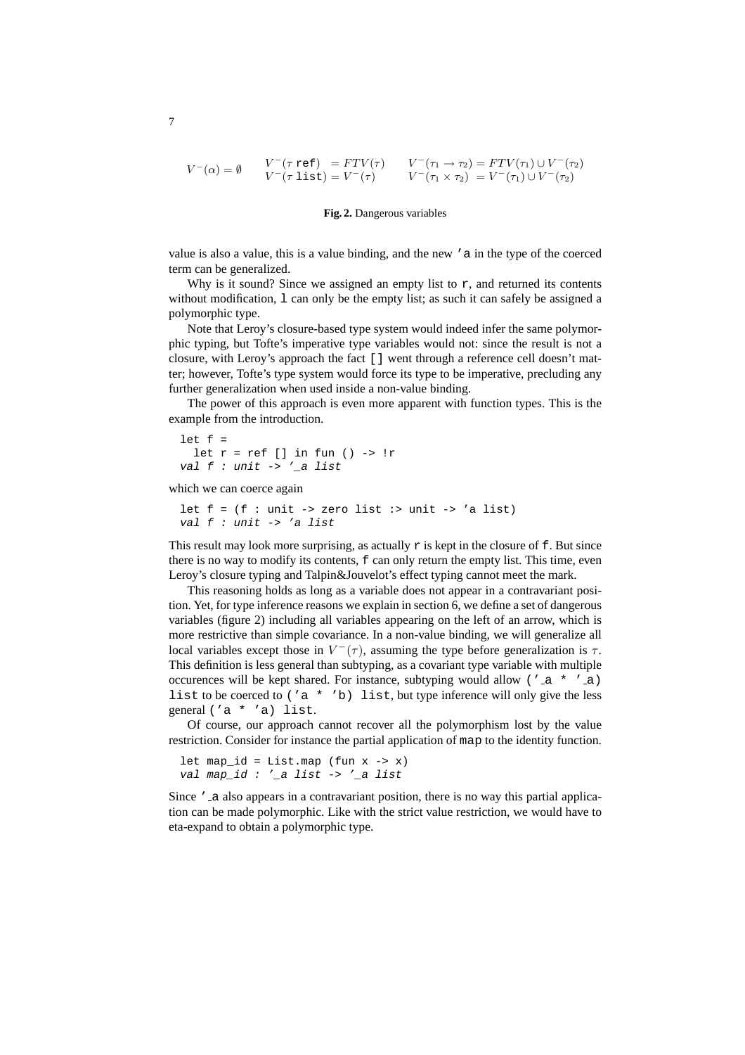$$V^-(\alpha) = \emptyset \qquad \begin{array}{ll} V^-(\tau\ \texttt{ref}) & = FTV(\tau) \\ V^-(\tau\ \texttt{list}) & = V^-(\tau) \end{array} \qquad \begin{array}{ll} V^-(\tau_1 \to \tau_2) & = FTV(\tau_1) \cup V^-(\tau_2) \\ V^-(\tau_1 \times \tau_2) & = V^-(\tau_1) \cup V^-(\tau_2) \end{array}$$

**Fig. 2.** Dangerous variables

value is also a value, this is a value binding, and the new `'a` in the type of the coerced term can be generalized.

Why is it sound? Since we assigned an empty list to `r`, and returned its contents without modification, `l` can only be the empty list; as such it can safely be assigned a polymorphic type.

Note that Leroy's closure-based type system would indeed infer the same polymorphic typing, but Tofte's imperative type variables would not: since the result is not a closure, with Leroy's approach the fact `[]` went through a reference cell doesn't matter; however, Tofte's type system would force its type to be imperative, precluding any further generalization when used inside a non-value binding.

The power of this approach is even more apparent with function types. This is the example from the introduction.

```
let f =
  let r = ref [] in fun () -> !r
val f : unit -> '_a list
```

which we can coerce again

```
let f = (f : unit -> zero list :> unit -> 'a list)
val f : unit -> 'a list
```

This result may look more surprising, as actually `r` is kept in the closure of `f`. But since there is no way to modify its contents, `f` can only return the empty list. This time, even Leroy's closure typing and Talpin&Jouvelot's effect typing cannot meet the mark.

This reasoning holds as long as a variable does not appear in a contravariant position. Yet, for type inference reasons we explain in section 6, we define a set of dangerous variables (figure 2) including all variables appearing on the left of an arrow, which is more restrictive than simple covariance. In a non-value binding, we will generalize all local variables except those in $V^-(\tau)$, assuming the type before generalization is $\tau$. This definition is less general than subtyping, as a covariant type variable with multiple occurences will be kept shared. For instance, subtyping would allow `('_a * '_a) list` to be coerced to `('a * 'b) list`, but type inference will only give the less general `('a * 'a) list`.

Of course, our approach cannot recover all the polymorphism lost by the value restriction. Consider for instance the partial application of `map` to the identity function.

```
let map_id = List.map (fun x -> x)
val map_id : '_a list -> '_a list
```

Since `'_a` also appears in a contravariant position, there is no way this partial application can be made polymorphic. Like with the strict value restriction, we would have to eta-expand to obtain a polymorphic type.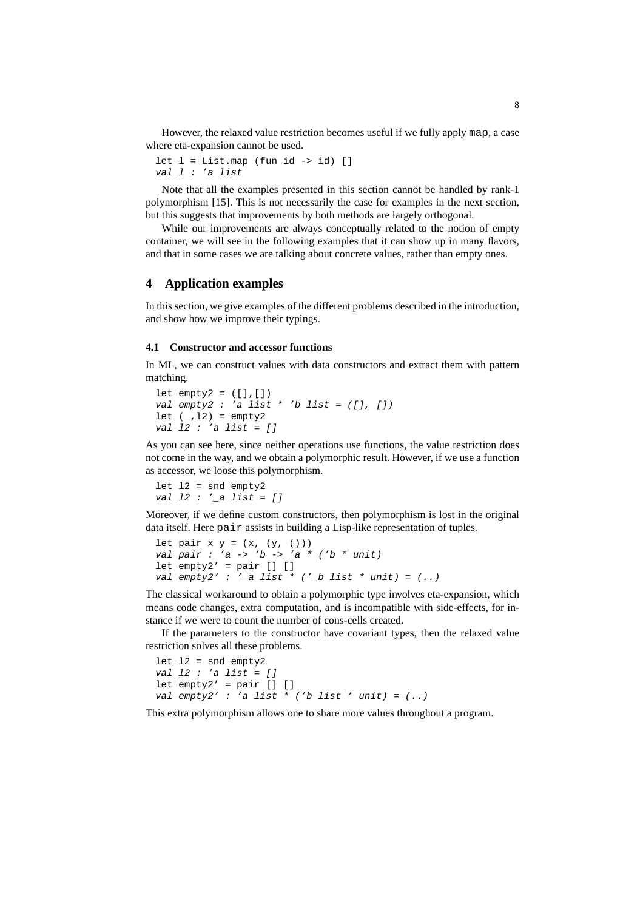However, the relaxed value restriction becomes useful if we fully apply `map`, a case where eta-expansion cannot be used.

```
let l = List.map (fun id -> id) []
val l : 'a list
```

Note that all the examples presented in this section cannot be handled by rank-1 polymorphism [15]. This is not necessarily the case for examples in the next section, but this suggests that improvements by both methods are largely orthogonal.

While our improvements are always conceptually related to the notion of empty container, we will see in the following examples that it can show up in many flavors, and that in some cases we are talking about concrete values, rather than empty ones.

## 4 Application examples

In this section, we give examples of the different problems described in the introduction, and show how we improve their typings.

### 4.1 Constructor and accessor functions

In ML, we can construct values with data constructors and extract them with pattern matching.

```
let empty2 = ([],[])
val empty2 : 'a list * 'b list = ([], [])
let (_,l2) = empty2
val l2 : 'a list = []
```

As you can see here, since neither operations use functions, the value restriction does not come in the way, and we obtain a polymorphic result. However, if we use a function as accessor, we loose this polymorphism.

```
let l2 = snd empty2
val l2 : '_a list = []
```

Moreover, if we define custom constructors, then polymorphism is lost in the original data itself. Here `pair` assists in building a Lisp-like representation of tuples.

```
let pair x y = (x, (y, ()))
val pair : 'a -> 'b -> 'a * ('b * unit)
let empty2' = pair [] []
val empty2' : '_a list * ('_b list * unit) = (..)
```

The classical workaround to obtain a polymorphic type involves eta-expansion, which means code changes, extra computation, and is incompatible with side-effects, for instance if we were to count the number of cons-cells created.

If the parameters to the constructor have covariant types, then the relaxed value restriction solves all these problems.

```
let l2 = snd empty2
val l2 : 'a list = []
let empty2' = pair [] []
val empty2' : 'a list * ('b list * unit) = (..)
```

This extra polymorphism allows one to share more values throughout a program.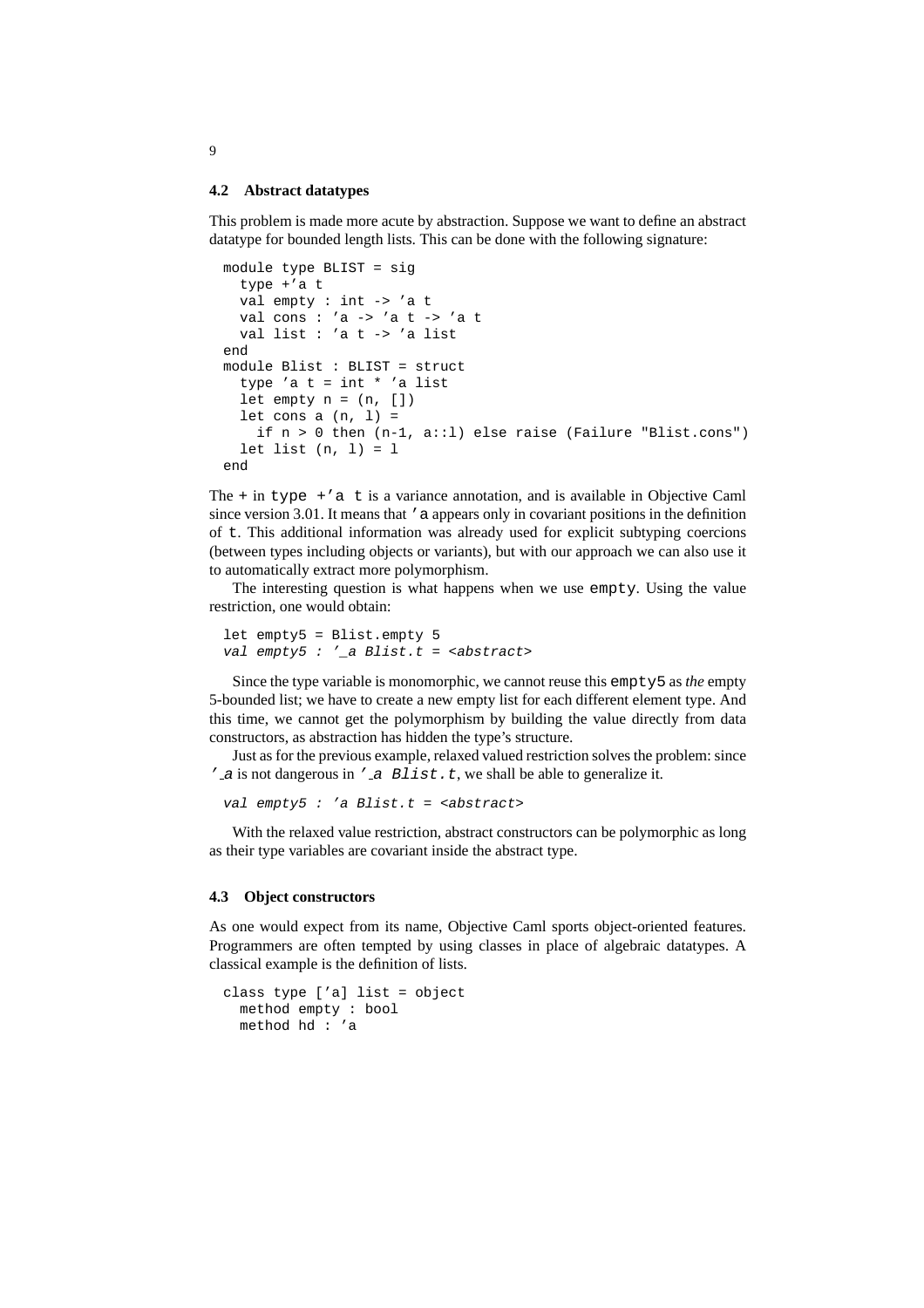### 4.2 Abstract datatypes

This problem is made more acute by abstraction. Suppose we want to define an abstract datatype for bounded length lists. This can be done with the following signature:

```
module type BLIST = sig
  type +'a t
  val empty : int -> 'a t
  val cons : 'a -> 'a t -> 'a t
  val list : 'a t -> 'a list
end
module Blist : BLIST = struct
  type 'a t = int * 'a list
  let empty n = (n, [])
  let cons a (n, l) =
    if n > 0 then (n-1, a::l) else raise (Failure "Blist.cons")
  let list (n, l) = l
end
```

The `+` in `type +'a t` is a variance annotation, and is available in Objective Caml since version 3.01. It means that `'a` appears only in covariant positions in the definition of `t`. This additional information was already used for explicit subtyping coercions (between types including objects or variants), but with our approach we can also use it to automatically extract more polymorphism.

The interesting question is what happens when we use `empty`. Using the value restriction, one would obtain:

```
let empty5 = Blist.empty 5
val empty5 : '_a Blist.t = <abstract>
```

Since the type variable is monomorphic, we cannot reuse this `empty5` as *the* empty 5-bounded list; we have to create a new empty list for each different element type. And this time, we cannot get the polymorphism by building the value directly from data constructors, as abstraction has hidden the type's structure.

Just as for the previous example, relaxed valued restriction solves the problem: since `'_a` is not dangerous in `'_a Blist.t`, we shall be able to generalize it.

```
val empty5 : 'a Blist.t = <abstract>
```

With the relaxed value restriction, abstract constructors can be polymorphic as long as their type variables are covariant inside the abstract type.

### 4.3 Object constructors

As one would expect from its name, Objective Caml sports object-oriented features. Programmers are often tempted by using classes in place of algebraic datatypes. A classical example is the definition of lists.

```
class type ['a] list = object
  method empty : bool
  method hd : 'a
```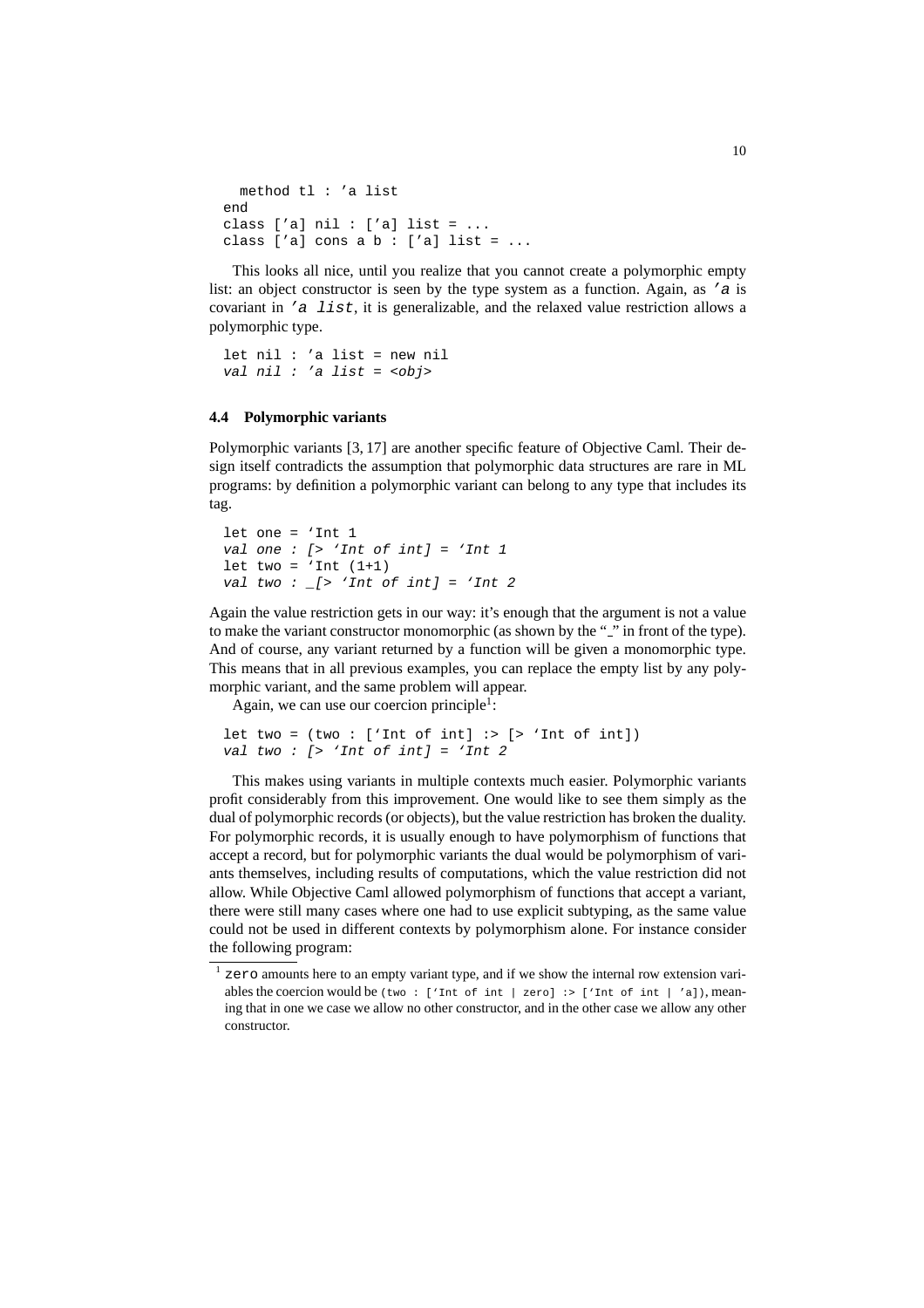```
  method tl : 'a list
end
class ['a] nil : ['a] list = ...
class ['a] cons a b : ['a] list = ...
```

This looks all nice, until you realize that you cannot create a polymorphic empty list: an object constructor is seen by the type system as a function. Again, as `'a` is covariant in `'a list`, it is generalizable, and the relaxed value restriction allows a polymorphic type.

```
let nil : 'a list = new nil
val nil : 'a list = <obj>
```

### 4.4 Polymorphic variants

Polymorphic variants [3, 17] are another specific feature of Objective Caml. Their design itself contradicts the assumption that polymorphic data structures are rare in ML programs: by definition a polymorphic variant can belong to any type that includes its tag.

```
let one = `Int 1
val one : [> `Int of int] = `Int 1
let two = `Int (1+1)
val two : _[> `Int of int] = `Int 2
```

Again the value restriction gets in our way: it's enough that the argument is not a value to make the variant constructor monomorphic (as shown by the "_" in front of the type). And of course, any variant returned by a function will be given a monomorphic type. This means that in all previous examples, you can replace the empty list by any polymorphic variant, and the same problem will appear.

Again, we can use our coercion principle[1]:

```
let two = (two : [`Int of int] :> [> `Int of int])
val two : [> `Int of int] = `Int 2
```

This makes using variants in multiple contexts much easier. Polymorphic variants profit considerably from this improvement. One would like to see them simply as the dual of polymorphic records (or objects), but the value restriction has broken the duality. For polymorphic records, it is usually enough to have polymorphism of functions that accept a record, but for polymorphic variants the dual would be polymorphism of variants themselves, including results of computations, which the value restriction did not allow. While Objective Caml allowed polymorphism of functions that accept a variant, there were still many cases where one had to use explicit subtyping, as the same value could not be used in different contexts by polymorphism alone. For instance consider the following program:

---

[1] `zero` amounts here to an empty variant type, and if we show the internal row extension variables the coercion would be `(two : [`Int of int | zero] :> [`Int of int | 'a])`, meaning that in one we case we allow no other constructor, and in the other case we allow any other constructor.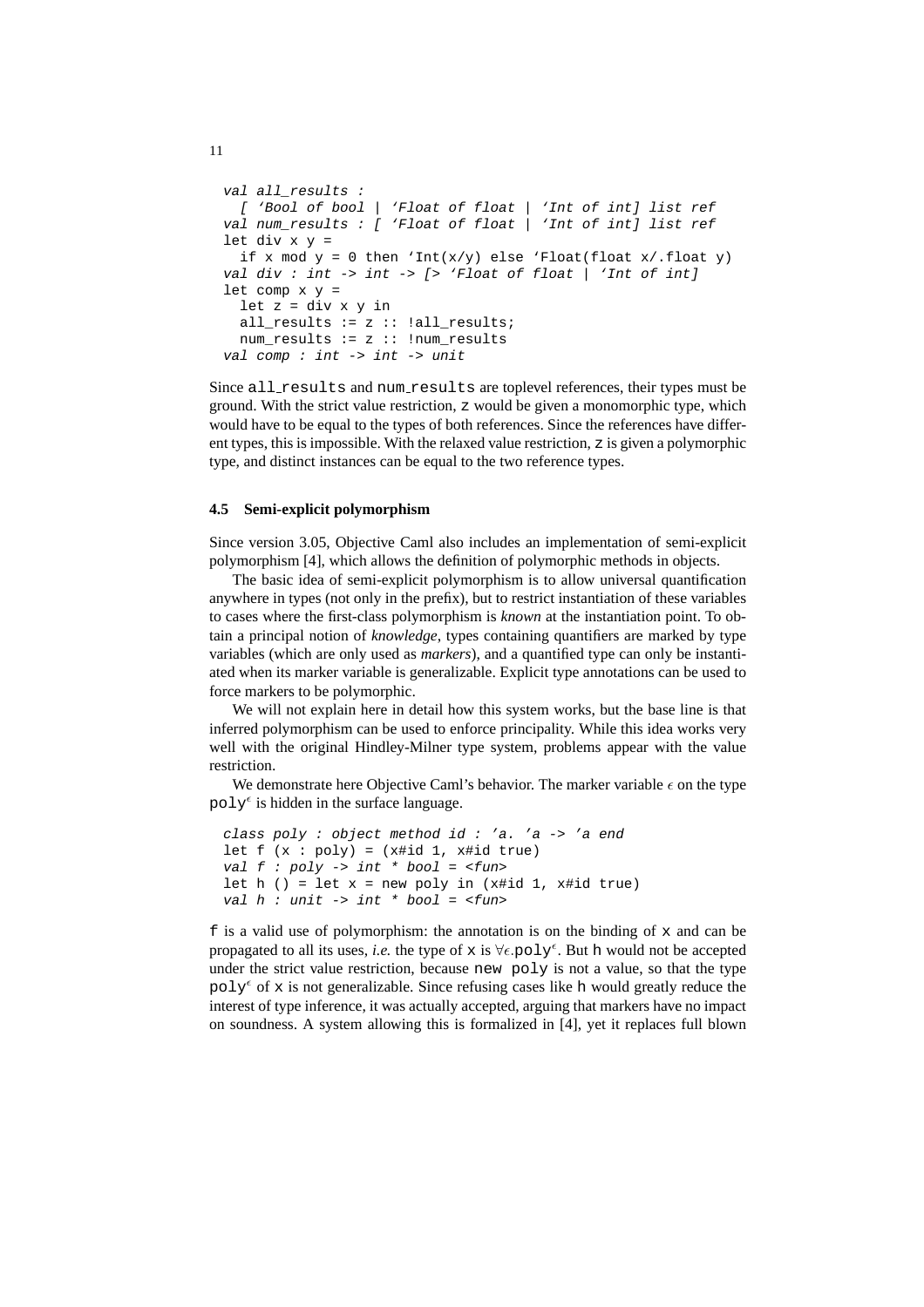```
val all_results :
  [ 'Bool of bool | 'Float of float | 'Int of int] list ref
val num_results : [ 'Float of float | 'Int of int] list ref
let div x y =
  if x mod y = 0 then 'Int(x/y) else 'Float(float x/.float y)
val div : int -> int -> [> 'Float of float | 'Int of int]
let comp x y =
  let z = div x y in
  all_results := z :: !all_results;
  num_results := z :: !num_results
val comp : int -> int -> unit
```

Since `all_results` and `num_results` are toplevel references, their types must be ground. With the strict value restriction, `z` would be given a monomorphic type, which would have to be equal to the types of both references. Since the references have different types, this is impossible. With the relaxed value restriction, `z` is given a polymorphic type, and distinct instances can be equal to the two reference types.

### 4.5 Semi-explicit polymorphism

Since version 3.05, Objective Caml also includes an implementation of semi-explicit polymorphism [4], which allows the definition of polymorphic methods in objects.

The basic idea of semi-explicit polymorphism is to allow universal quantification anywhere in types (not only in the prefix), but to restrict instantiation of these variables to cases where the first-class polymorphism is *known* at the instantiation point. To obtain a principal notion of *knowledge*, types containing quantifiers are marked by type variables (which are only used as *markers*), and a quantified type can only be instantiated when its marker variable is generalizable. Explicit type annotations can be used to force markers to be polymorphic.

We will not explain here in detail how this system works, but the base line is that inferred polymorphism can be used to enforce principality. While this idea works very well with the original Hindley-Milner type system, problems appear with the value restriction.

We demonstrate here Objective Caml's behavior. The marker variable $\epsilon$ on the type $\texttt{poly}^{\epsilon}$ is hidden in the surface language.

```
class poly : object method id : 'a. 'a -> 'a end
let f (x : poly) = (x#id 1, x#id true)
val f : poly -> int * bool = <fun>
let h () = let x = new poly in (x#id 1, x#id true)
val h : unit -> int * bool = <fun>
```

`f` is a valid use of polymorphism: the annotation is on the binding of `x` and can be propagated to all its uses, *i.e.* the type of `x` is $\forall\epsilon.\texttt{poly}^{\epsilon}$. But `h` would not be accepted under the strict value restriction, because `new poly` is not a value, so that the type $\texttt{poly}^{\epsilon}$ of `x` is not generalizable. Since refusing cases like `h` would greatly reduce the interest of type inference, it was actually accepted, arguing that markers have no impact on soundness. A system allowing this is formalized in [4], yet it replaces full blown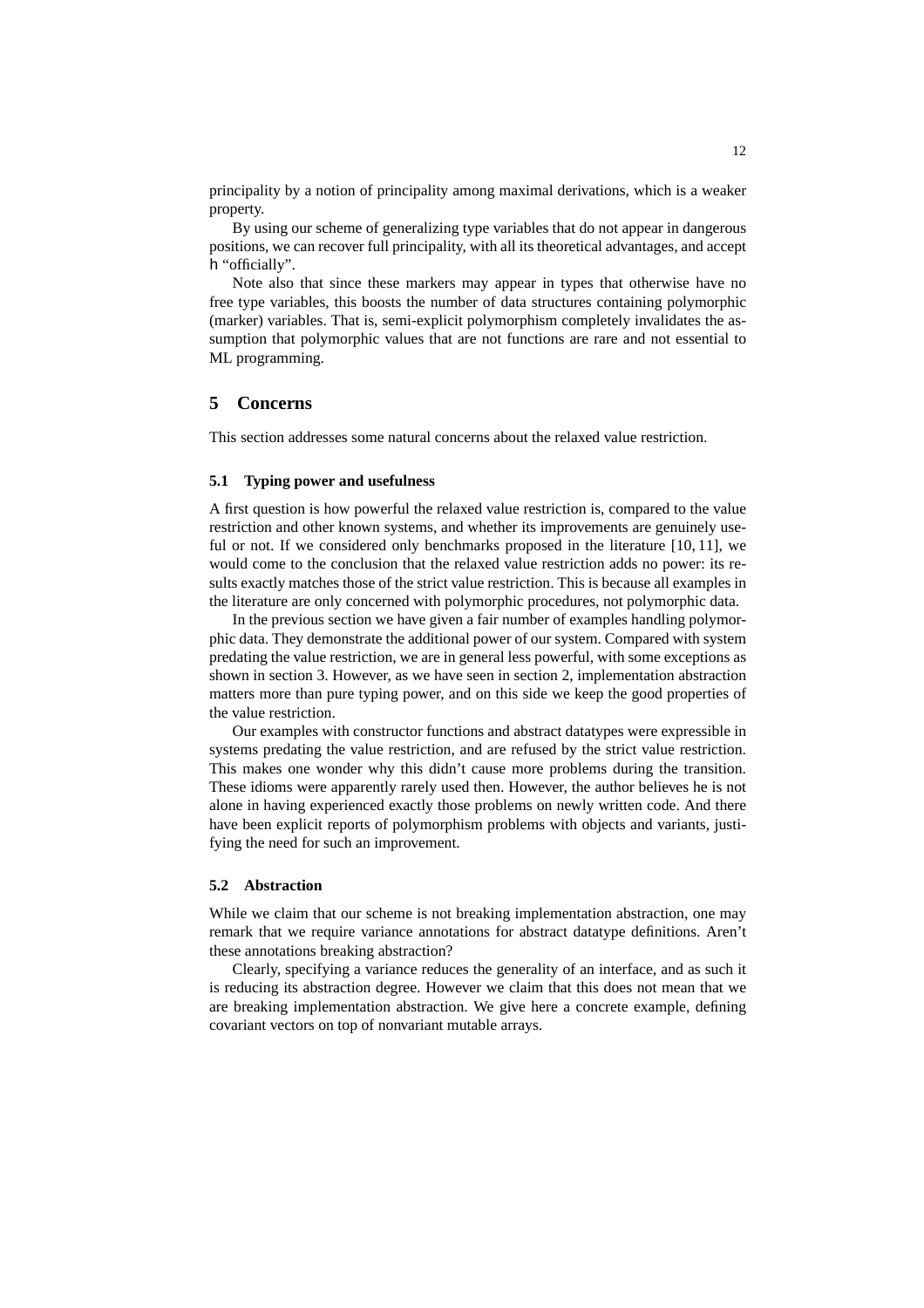principality by a notion of principality among maximal derivations, which is a weaker property.

By using our scheme of generalizing type variables that do not appear in dangerous positions, we can recover full principality, with all its theoretical advantages, and accept h "officially".

Note also that since these markers may appear in types that otherwise have no free type variables, this boosts the number of data structures containing polymorphic (marker) variables. That is, semi-explicit polymorphism completely invalidates the assumption that polymorphic values that are not functions are rare and not essential to ML programming.

## 5 Concerns

This section addresses some natural concerns about the relaxed value restriction.

### 5.1 Typing power and usefulness

A first question is how powerful the relaxed value restriction is, compared to the value restriction and other known systems, and whether its improvements are genuinely useful or not. If we considered only benchmarks proposed in the literature [10, 11], we would come to the conclusion that the relaxed value restriction adds no power: its results exactly matches those of the strict value restriction. This is because all examples in the literature are only concerned with polymorphic procedures, not polymorphic data.

In the previous section we have given a fair number of examples handling polymorphic data. They demonstrate the additional power of our system. Compared with system predating the value restriction, we are in general less powerful, with some exceptions as shown in section 3. However, as we have seen in section 2, implementation abstraction matters more than pure typing power, and on this side we keep the good properties of the value restriction.

Our examples with constructor functions and abstract datatypes were expressible in systems predating the value restriction, and are refused by the strict value restriction. This makes one wonder why this didn't cause more problems during the transition. These idioms were apparently rarely used then. However, the author believes he is not alone in having experienced exactly those problems on newly written code. And there have been explicit reports of polymorphism problems with objects and variants, justifying the need for such an improvement.

### 5.2 Abstraction

While we claim that our scheme is not breaking implementation abstraction, one may remark that we require variance annotations for abstract datatype definitions. Aren't these annotations breaking abstraction?

Clearly, specifying a variance reduces the generality of an interface, and as such it is reducing its abstraction degree. However we claim that this does not mean that we are breaking implementation abstraction. We give here a concrete example, defining covariant vectors on top of nonvariant mutable arrays.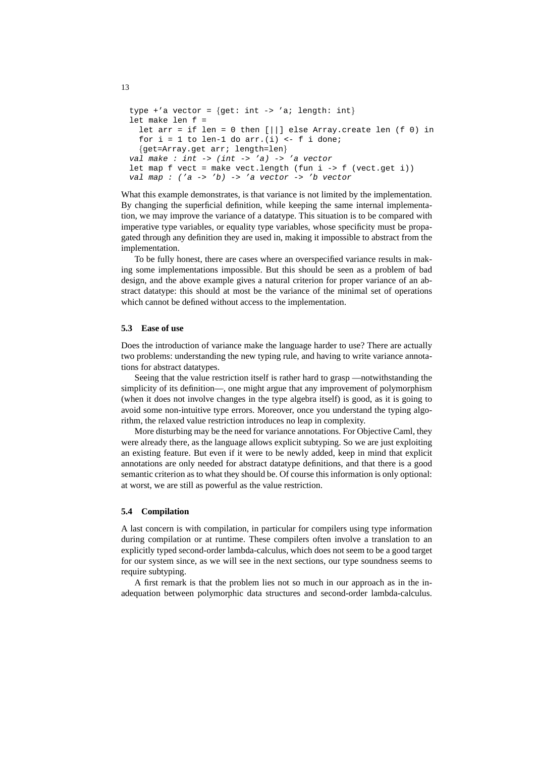```
type +'a vector = {get: int -> 'a; length: int}
let make len f =
  let arr = if len = 0 then [||] else Array.create len (f 0) in
  for i = 1 to len-1 do arr.(i) <- f i done;
  {get=Array.get arr; length=len}
val make : int -> (int -> 'a) -> 'a vector
let map f vect = make vect.length (fun i -> f (vect.get i))
val map : ('a -> 'b) -> 'a vector -> 'b vector
```

What this example demonstrates, is that variance is not limited by the implementation. By changing the superficial definition, while keeping the same internal implementation, we may improve the variance of a datatype. This situation is to be compared with imperative type variables, or equality type variables, whose specificity must be propagated through any definition they are used in, making it impossible to abstract from the implementation.

To be fully honest, there are cases where an overspecified variance results in making some implementations impossible. But this should be seen as a problem of bad design, and the above example gives a natural criterion for proper variance of an abstract datatype: this should at most be the variance of the minimal set of operations which cannot be defined without access to the implementation.

### 5.3 Ease of use

Does the introduction of variance make the language harder to use? There are actually two problems: understanding the new typing rule, and having to write variance annotations for abstract datatypes.

Seeing that the value restriction itself is rather hard to grasp —notwithstanding the simplicity of its definition—, one might argue that any improvement of polymorphism (when it does not involve changes in the type algebra itself) is good, as it is going to avoid some non-intuitive type errors. Moreover, once you understand the typing algorithm, the relaxed value restriction introduces no leap in complexity.

More disturbing may be the need for variance annotations. For Objective Caml, they were already there, as the language allows explicit subtyping. So we are just exploiting an existing feature. But even if it were to be newly added, keep in mind that explicit annotations are only needed for abstract datatype definitions, and that there is a good semantic criterion as to what they should be. Of course this information is only optional: at worst, we are still as powerful as the value restriction.

### 5.4 Compilation

A last concern is with compilation, in particular for compilers using type information during compilation or at runtime. These compilers often involve a translation to an explicitly typed second-order lambda-calculus, which does not seem to be a good target for our system since, as we will see in the next sections, our type soundness seems to require subtyping.

A first remark is that the problem lies not so much in our approach as in the inadequation between polymorphic data structures and second-order lambda-calculus.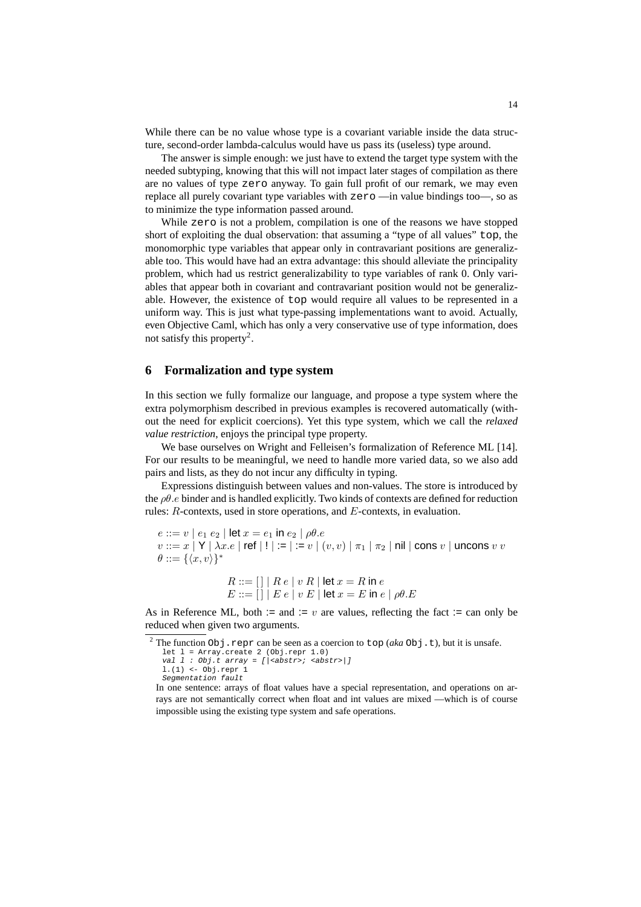While there can be no value whose type is a covariant variable inside the data structure, second-order lambda-calculus would have us pass its (useless) type around.

The answer is simple enough: we just have to extend the target type system with the needed subtyping, knowing that this will not impact later stages of compilation as there are no values of type `zero` anyway. To gain full profit of our remark, we may even replace all purely covariant type variables with `zero` —in value bindings too—, so as to minimize the type information passed around.

While `zero` is not a problem, compilation is one of the reasons we have stopped short of exploiting the dual observation: that assuming a "type of all values" `top`, the monomorphic type variables that appear only in contravariant positions are generalizable too. This would have had an extra advantage: this should alleviate the principality problem, which had us restrict generalizability to type variables of rank 0. Only variables that appear both in covariant and contravariant position would not be generalizable. However, the existence of `top` would require all values to be represented in a uniform way. This is just what type-passing implementations want to avoid. Actually, even Objective Caml, which has only a very conservative use of type information, does not satisfy this property[2].

## 6 Formalization and type system

In this section we fully formalize our language, and propose a type system where the extra polymorphism described in previous examples is recovered automatically (without the need for explicit coercions). Yet this type system, which we call the *relaxed value restriction*, enjoys the principal type property.

We base ourselves on Wright and Felleisen's formalization of Reference ML [14]. For our results to be meaningful, we need to handle more varied data, so we also add pairs and lists, as they do not incur any difficulty in typing.

Expressions distinguish between values and non-values. The store is introduced by the $\rho\theta.e$ binder and is handled explicitly. Two kinds of contexts are defined for reduction rules: $R$-contexts, used in store operations, and $E$-contexts, in evaluation.

$$e ::= v \mid e_1\ e_2 \mid \mathsf{let}\ x = e_1\ \mathsf{in}\ e_2 \mid \rho\theta.e$$
$$v ::= x \mid \mathsf{Y} \mid \lambda x.e \mid \mathsf{ref} \mid\ ! \mid := \mid := v \mid (v, v) \mid \pi_1 \mid \pi_2 \mid \mathsf{nil} \mid \mathsf{cons}\ v \mid \mathsf{uncons}\ v\ v$$
$$\theta ::= \{\langle x, v\rangle\}^*$$

$$R ::= [\,] \mid R\ e \mid v\ R \mid \mathsf{let}\ x = R\ \mathsf{in}\ e$$
$$E ::= [\,] \mid E\ e \mid v\ E \mid \mathsf{let}\ x = E\ \mathsf{in}\ e \mid \rho\theta.E$$

As in Reference ML, both $:=$ and $:= v$ are values, reflecting the fact $:=$ can only be reduced when given two arguments.

---

[2] The function `Obj.repr` can be seen as a coercion to `top` (*aka* `Obj.t`), but it is unsafe.

```
let l = Array.create 2 (Obj.repr 1.0)
val l : Obj.t array = [|<abstr>; <abstr>|]
l.(1) <- Obj.repr 1
Segmentation fault
```

In one sentence: arrays of float values have a special representation, and operations on arrays are not semantically correct when float and int values are mixed —which is of course impossible using the existing type system and safe operations.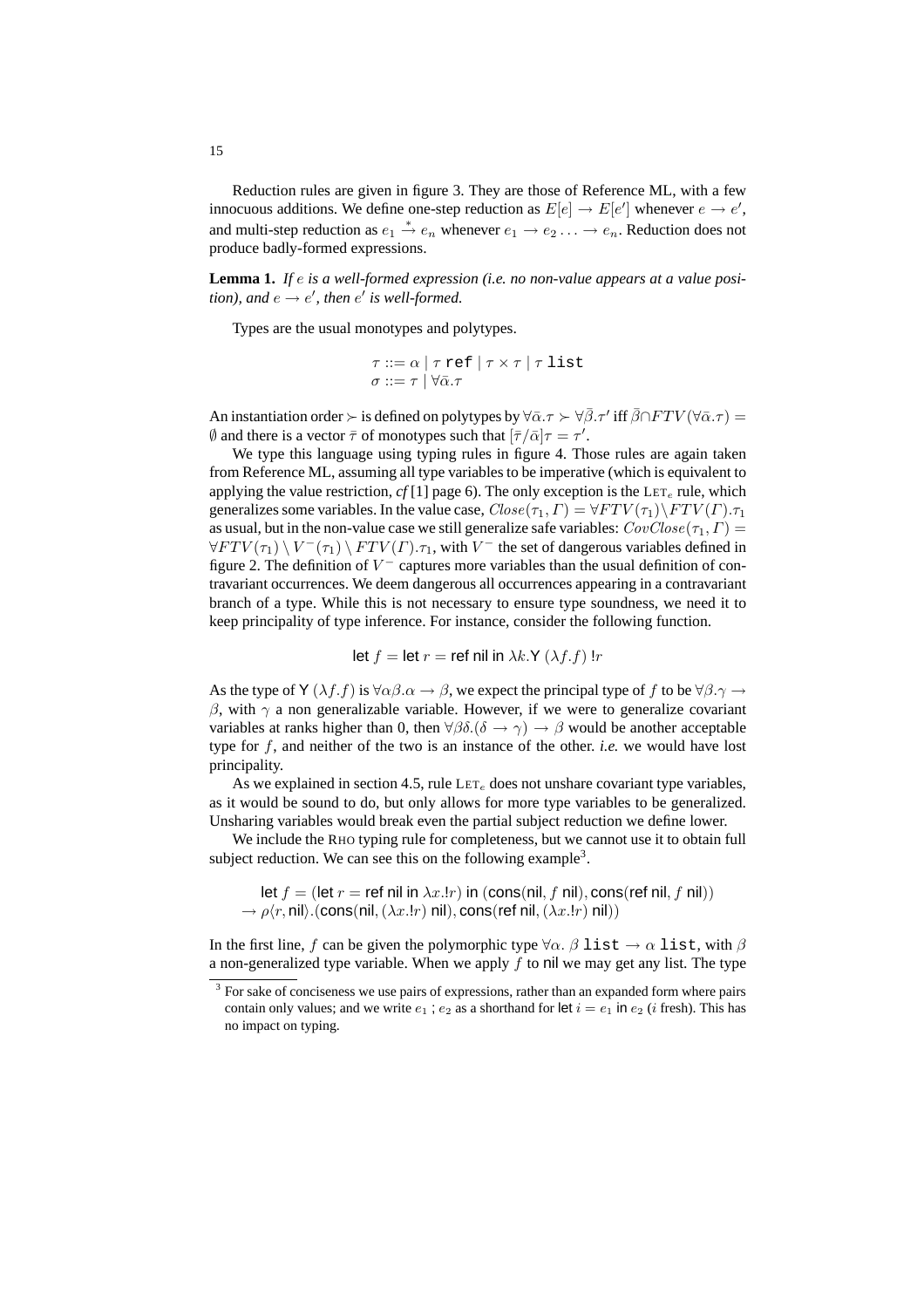Reduction rules are given in figure 3. They are those of Reference ML, with a few innocuous additions. We define one-step reduction as $E[e] \to E[e']$ whenever $e \to e'$, and multi-step reduction as $e_1 \xrightarrow{*} e_n$ whenever $e_1 \to e_2 \ldots \to e_n$. Reduction does not produce badly-formed expressions.

**Lemma 1.** *If $e$ is a well-formed expression (i.e. no non-value appears at a value position), and $e \to e'$, then $e'$ is well-formed.*

Types are the usual monotypes and polytypes.

$$\tau ::= \alpha \mid \tau \; \texttt{ref} \mid \tau \times \tau \mid \tau \; \texttt{list}$$
$$\sigma ::= \tau \mid \forall \bar{\alpha}.\tau$$

An instantiation order $\succ$ is defined on polytypes by $\forall\bar{\alpha}.\tau \succ \forall\bar{\beta}.\tau'$ iff $\bar{\beta} \cap FTV(\forall\bar{\alpha}.\tau) = \emptyset$ and there is a vector $\bar{\tau}$ of monotypes such that $[\bar{\tau}/\bar{\alpha}]\tau = \tau'$.

We type this language using typing rules in figure 4. Those rules are again taken from Reference ML, assuming all type variables to be imperative (which is equivalent to applying the value restriction, *cf* [1] page 6). The only exception is the $\textsc{Let}_e$ rule, which generalizes some variables. In the value case, $Close(\tau_1, \Gamma) = \forall FTV(\tau_1) \setminus FTV(\Gamma).\tau_1$ as usual, but in the non-value case we still generalize safe variables: $CovClose(\tau_1, \Gamma) = \forall FTV(\tau_1) \setminus V^-(\tau_1) \setminus FTV(\Gamma).\tau_1$, with $V^-$ the set of dangerous variables defined in figure 2. The definition of $V^-$ captures more variables than the usual definition of contravariant occurrences. We deem dangerous all occurrences appearing in a contravariant branch of a type. While this is not necessary to ensure type soundness, we need it to keep principality of type inference. For instance, consider the following function.

$$\mathsf{let}\ f = \mathsf{let}\ r = \mathsf{ref\ nil\ in}\ \lambda k.\mathsf{Y}\ (\lambda f.f)\ !r$$

As the type of $\mathsf{Y}\ (\lambda f.f)$ is $\forall\alpha\beta.\alpha \to \beta$, we expect the principal type of $f$ to be $\forall\beta.\gamma \to \beta$, with $\gamma$ a non generalizable variable. However, if we were to generalize covariant variables at ranks higher than 0, then $\forall\beta\delta.(\delta \to \gamma) \to \beta$ would be another acceptable type for $f$, and neither of the two is an instance of the other. *i.e.* we would have lost principality.

As we explained in section 4.5, rule $\textsc{Let}_e$ does not unshare covariant type variables, as it would be sound to do, but only allows for more type variables to be generalized. Unsharing variables would break even the partial subject reduction we define lower.

We include the $\textsc{Rho}$ typing rule for completeness, but we cannot use it to obtain full subject reduction. We can see this on the following example[3].

$$\begin{array}{l} \mathsf{let}\ f = (\mathsf{let}\ r = \mathsf{ref\ nil\ in}\ \lambda x.!r)\ \mathsf{in}\ (\mathsf{cons}(\mathsf{nil}, f\ \mathsf{nil}), \mathsf{cons}(\mathsf{ref\ nil}, f\ \mathsf{nil})) \\ \to \rho\langle r, \mathsf{nil}\rangle.(\mathsf{cons}(\mathsf{nil}, (\lambda x.!r)\ \mathsf{nil}), \mathsf{cons}(\mathsf{ref\ nil}, (\lambda x.!r)\ \mathsf{nil})) \end{array}$$

In the first line, $f$ can be given the polymorphic type $\forall\alpha.\ \beta\ \texttt{list} \to \alpha\ \texttt{list}$, with $\beta$ a non-generalized type variable. When we apply $f$ to $\mathsf{nil}$ we may get any list. The type

[3] For sake of conciseness we use pairs of expressions, rather than an expanded form where pairs contain only values; and we write $e_1$ ; $e_2$ as a shorthand for $\mathsf{let}\ i = e_1\ \mathsf{in}\ e_2$ ($i$ fresh). This has no impact on typing.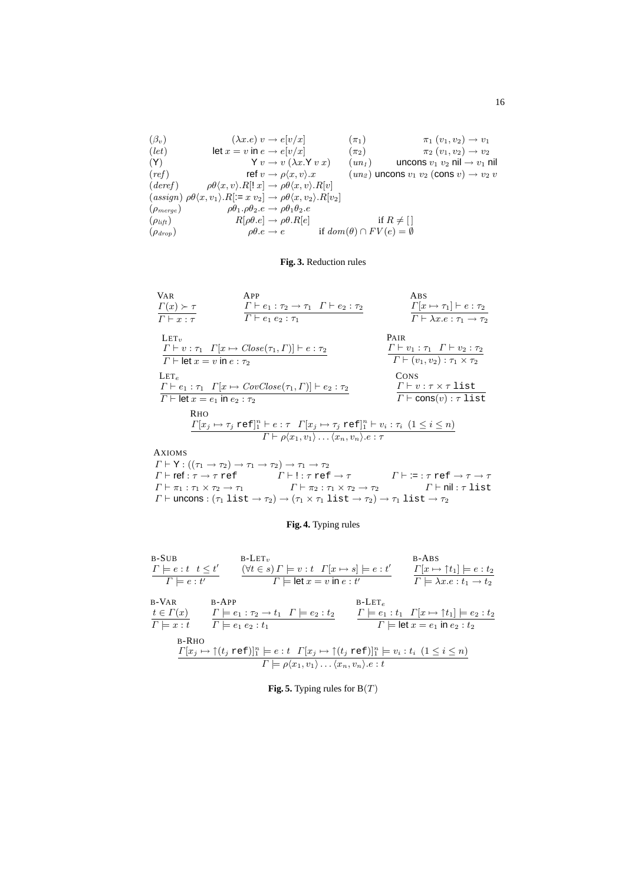$$
\begin{array}{llll}
(\beta_v) & (\lambda x.e)\ v \rightarrow e[v/x] & (\pi_1) & \pi_1\ (v_1, v_2) \rightarrow v_1 \\
(let) & \mathsf{let}\ x = v\ \mathsf{in}\ e \rightarrow e[v/x] & (\pi_2) & \pi_2\ (v_1, v_2) \rightarrow v_2 \\
(\mathsf{Y}) & \mathsf{Y}\ v \rightarrow v\ (\lambda x.\mathsf{Y}\ v\ x) & (un_1) & \mathsf{uncons}\ v_1\ v_2\ \mathsf{nil} \rightarrow v_1\ \mathsf{nil} \\
(ref) & \mathsf{ref}\ v \rightarrow \rho\langle x, v\rangle.x & (un_2) & \mathsf{uncons}\ v_1\ v_2\ (\mathsf{cons}\ v) \rightarrow v_2\ v \\
(deref) & \rho\theta\langle x, v\rangle.R[!\ x] \rightarrow \rho\theta\langle x, v\rangle.R[v] & & \\
(assign) & \rho\theta\langle x, v_1\rangle.R[:=\ x\ v_2] \rightarrow \rho\theta\langle x, v_2\rangle.R[v_2] & & \\
(\rho_{merge}) & \rho\theta_1.\rho\theta_2.e \rightarrow \rho\theta_1\theta_2.e & & \\
(\rho_{lift}) & R[\rho\theta.e] \rightarrow \rho\theta.R[e] & & \text{if } R \neq [\,] \\
(\rho_{drop}) & \rho\theta.e \rightarrow e & & \text{if } dom(\theta) \cap FV(e) = \emptyset
\end{array}
$$

**Fig. 3.** Reduction rules

VAR
$$\frac{\Gamma(x) \succ \tau}{\Gamma \vdash x : \tau}$$

APP
$$\frac{\Gamma \vdash e_1 : \tau_2 \rightarrow \tau_1 \quad \Gamma \vdash e_2 : \tau_2}{\Gamma \vdash e_1\ e_2 : \tau_1}$$

ABS
$$\frac{\Gamma[x \mapsto \tau_1] \vdash e : \tau_2}{\Gamma \vdash \lambda x.e : \tau_1 \rightarrow \tau_2}$$

$\text{LET}_v$
$$\frac{\Gamma \vdash v : \tau_1 \quad \Gamma[x \mapsto Close(\tau_1, \Gamma)] \vdash e : \tau_2}{\Gamma \vdash \mathsf{let}\ x = v\ \mathsf{in}\ e : \tau_2}$$

PAIR
$$\frac{\Gamma \vdash v_1 : \tau_1 \quad \Gamma \vdash v_2 : \tau_2}{\Gamma \vdash (v_1, v_2) : \tau_1 \times \tau_2}$$

$\text{LET}_e$
$$\frac{\Gamma \vdash e_1 : \tau_1 \quad \Gamma[x \mapsto CovClose(\tau_1, \Gamma)] \vdash e_2 : \tau_2}{\Gamma \vdash \mathsf{let}\ x = e_1\ \mathsf{in}\ e_2 : \tau_2}$$

CONS
$$\frac{\Gamma \vdash v : \tau \times \tau\ \mathtt{list}}{\Gamma \vdash \mathsf{cons}(v) : \tau\ \mathtt{list}}$$

RHO
$$\frac{\Gamma[x_j \mapsto \tau_j\ \mathtt{ref}]_1^n \vdash e : \tau \quad \Gamma[x_j \mapsto \tau_j\ \mathtt{ref}]_1^n \vdash v_i : \tau_i\ \ (1 \leq i \leq n)}{\Gamma \vdash \rho\langle x_1, v_1\rangle \ldots \langle x_n, v_n\rangle.e : \tau}$$

AXIOMS

$\Gamma \vdash \mathsf{Y} : ((\tau_1 \rightarrow \tau_2) \rightarrow \tau_1 \rightarrow \tau_2) \rightarrow \tau_1 \rightarrow \tau_2$

$\Gamma \vdash \mathsf{ref} : \tau \rightarrow \tau\ \mathtt{ref}$ $\quad \Gamma \vdash\ ! : \tau\ \mathtt{ref} \rightarrow \tau$ $\quad \Gamma \vdash\ := : \tau\ \mathtt{ref} \rightarrow \tau \rightarrow \tau$

$\Gamma \vdash \pi_1 : \tau_1 \times \tau_2 \rightarrow \tau_1$ $\quad \Gamma \vdash \pi_2 : \tau_1 \times \tau_2 \rightarrow \tau_2$ $\quad \Gamma \vdash \mathsf{nil} : \tau\ \mathtt{list}$

$\Gamma \vdash \mathsf{uncons} : (\tau_1\ \mathtt{list} \rightarrow \tau_2) \rightarrow (\tau_1 \times \tau_1\ \mathtt{list} \rightarrow \tau_2) \rightarrow \tau_1\ \mathtt{list} \rightarrow \tau_2$

**Fig. 4.** Typing rules

B-SUB
$$\frac{\Gamma \models e : t \quad t \leq t'}{\Gamma \models e : t'}$$

$\text{B-LET}_v$
$$\frac{(\forall t \in s)\, \Gamma \models v : t \quad \Gamma[x \mapsto s] \models e : t'}{\Gamma \models \mathsf{let}\ x = v\ \mathsf{in}\ e : t'}$$

B-ABS
$$\frac{\Gamma[x \mapsto \uparrow t_1] \models e : t_2}{\Gamma \models \lambda x.e : t_1 \rightarrow t_2}$$

B-VAR
$$\frac{t \in \Gamma(x)}{\Gamma \models x : t}$$

B-APP
$$\frac{\Gamma \models e_1 : \tau_2 \rightarrow t_1 \quad \Gamma \models e_2 : t_2}{\Gamma \models e_1\ e_2 : t_1}$$

$\text{B-LET}_e$
$$\frac{\Gamma \models e_1 : t_1 \quad \Gamma[x \mapsto \uparrow t_1] \models e_2 : t_2}{\Gamma \models \mathsf{let}\ x = e_1\ \mathsf{in}\ e_2 : t_2}$$

B-RHO
$$\frac{\Gamma[x_j \mapsto \uparrow(t_j\ \mathtt{ref})]_1^n \models e : t \quad \Gamma[x_j \mapsto \uparrow(t_j\ \mathtt{ref})]_1^n \models v_i : t_i\ \ (1 \leq i \leq n)}{\Gamma \models \rho\langle x_1, v_1\rangle \ldots \langle x_n, v_n\rangle.e : t}$$

**Fig. 5.** Typing rules for $\mathrm{B}(T)$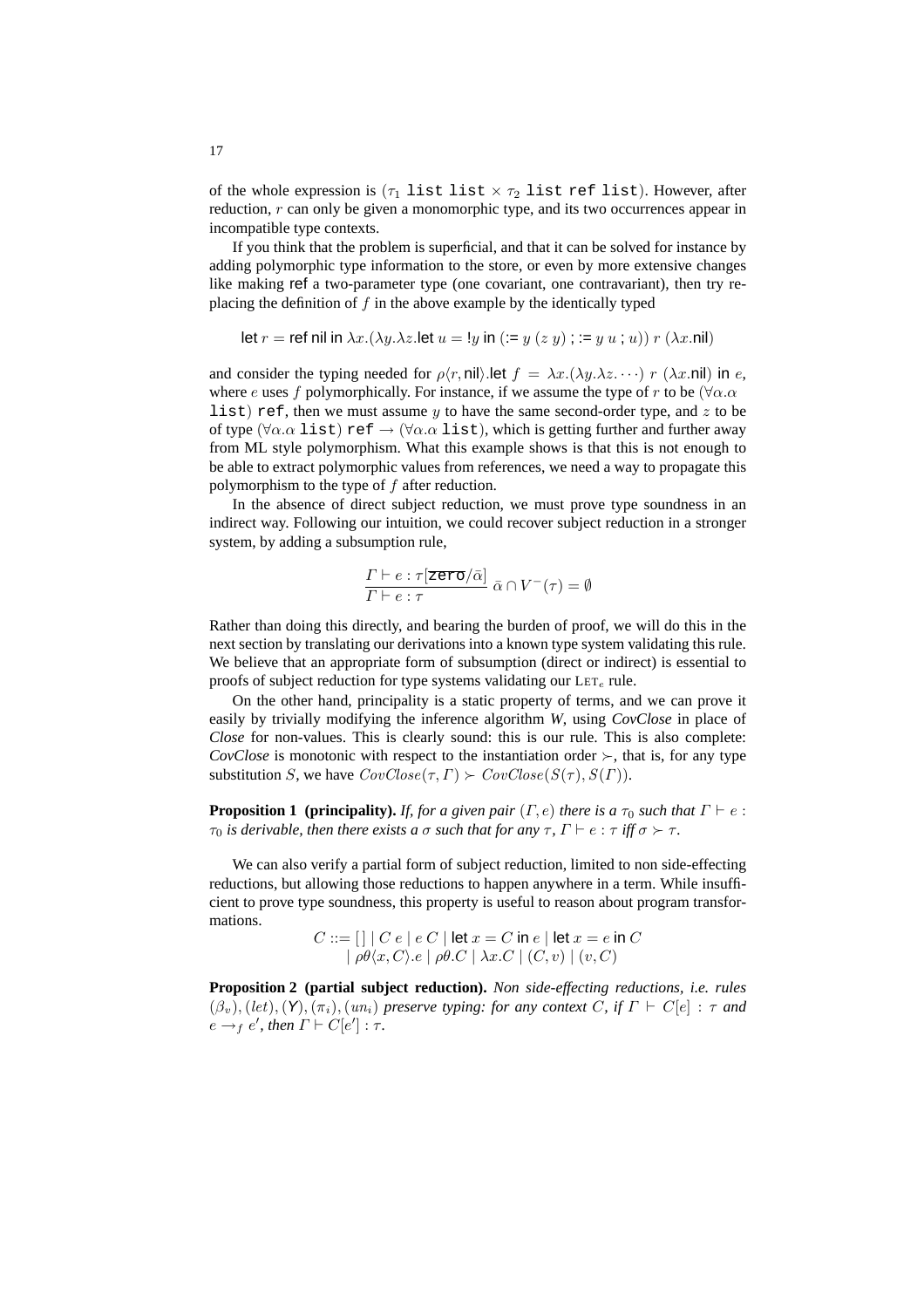of the whole expression is ($\tau_1$ `list list` $\times$ $\tau_2$ `list ref list`). However, after reduction, $r$ can only be given a monomorphic type, and its two occurrences appear in incompatible type contexts.

If you think that the problem is superficial, and that it can be solved for instance by adding polymorphic type information to the store, or even by more extensive changes like making ref a two-parameter type (one covariant, one contravariant), then try replacing the definition of $f$ in the above example by the identically typed

$$\mathsf{let}\ r = \mathsf{ref\ nil\ in}\ \lambda x.(\lambda y.\lambda z.\mathsf{let}\ u = !y\ \mathsf{in}\ (:=y\ (z\ y)\ ;:=y\ u\ ;u))\ r\ (\lambda x.\mathsf{nil})$$

and consider the typing needed for $\rho\langle r, \mathsf{nil}\rangle.\mathsf{let}\ f = \lambda x.(\lambda y.\lambda z.\cdots)\ r\ (\lambda x.\mathsf{nil})\ \mathsf{in}\ e$, where $e$ uses $f$ polymorphically. For instance, if we assume the type of $r$ to be ($\forall\alpha.\alpha$ `list`) `ref`, then we must assume $y$ to have the same second-order type, and $z$ to be of type ($\forall\alpha.\alpha$ `list`) `ref` $\to$ ($\forall\alpha.\alpha$ `list`), which is getting further and further away from ML style polymorphism. What this example shows is that this is not enough to be able to extract polymorphic values from references, we need a way to propagate this polymorphism to the type of $f$ after reduction.

In the absence of direct subject reduction, we must prove type soundness in an indirect way. Following our intuition, we could recover subject reduction in a stronger system, by adding a subsumption rule,

$$\frac{\Gamma \vdash e : \tau[\mathtt{zero}/\bar{\alpha}]}{\Gamma \vdash e : \tau}\ \bar{\alpha} \cap V^-(\tau) = \emptyset$$

Rather than doing this directly, and bearing the burden of proof, we will do this in the next section by translating our derivations into a known type system validating this rule. We believe that an appropriate form of subsumption (direct or indirect) is essential to proofs of subject reduction for type systems validating our $\mathrm{LET}_e$ rule.

On the other hand, principality is a static property of terms, and we can prove it easily by trivially modifying the inference algorithm *W*, using *CovClose* in place of *Close* for non-values. This is clearly sound: this is our rule. This is also complete: *CovClose* is monotonic with respect to the instantiation order $\succ$, that is, for any type substitution $S$, we have $CovClose(\tau, \Gamma) \succ CovClose(S(\tau), S(\Gamma))$.

**Proposition 1 (principality).** *If, for a given pair $(\Gamma, e)$ there is a $\tau_0$ such that $\Gamma \vdash e : \tau_0$ is derivable, then there exists a $\sigma$ such that for any $\tau$, $\Gamma \vdash e : \tau$ iff $\sigma \succ \tau$.*

We can also verify a partial form of subject reduction, limited to non side-effecting reductions, but allowing those reductions to happen anywhere in a term. While insufficient to prove type soundness, this property is useful to reason about program transformations.

$$\begin{aligned} C ::= &\ [\,] \mid C\ e \mid e\ C \mid \mathsf{let}\ x = C\ \mathsf{in}\ e \mid \mathsf{let}\ x = e\ \mathsf{in}\ C \\ &\mid \rho\theta\langle x, C\rangle.e \mid \rho\theta.C \mid \lambda x.C \mid (C, v) \mid (v, C) \end{aligned}$$

**Proposition 2 (partial subject reduction).** *Non side-effecting reductions, i.e. rules $(\beta_v), (let), (\mathsf{Y}), (\pi_i), (un_i)$ preserve typing: for any context $C$, if $\Gamma \vdash C[e] : \tau$ and $e \to_f e'$, then $\Gamma \vdash C[e'] : \tau$.*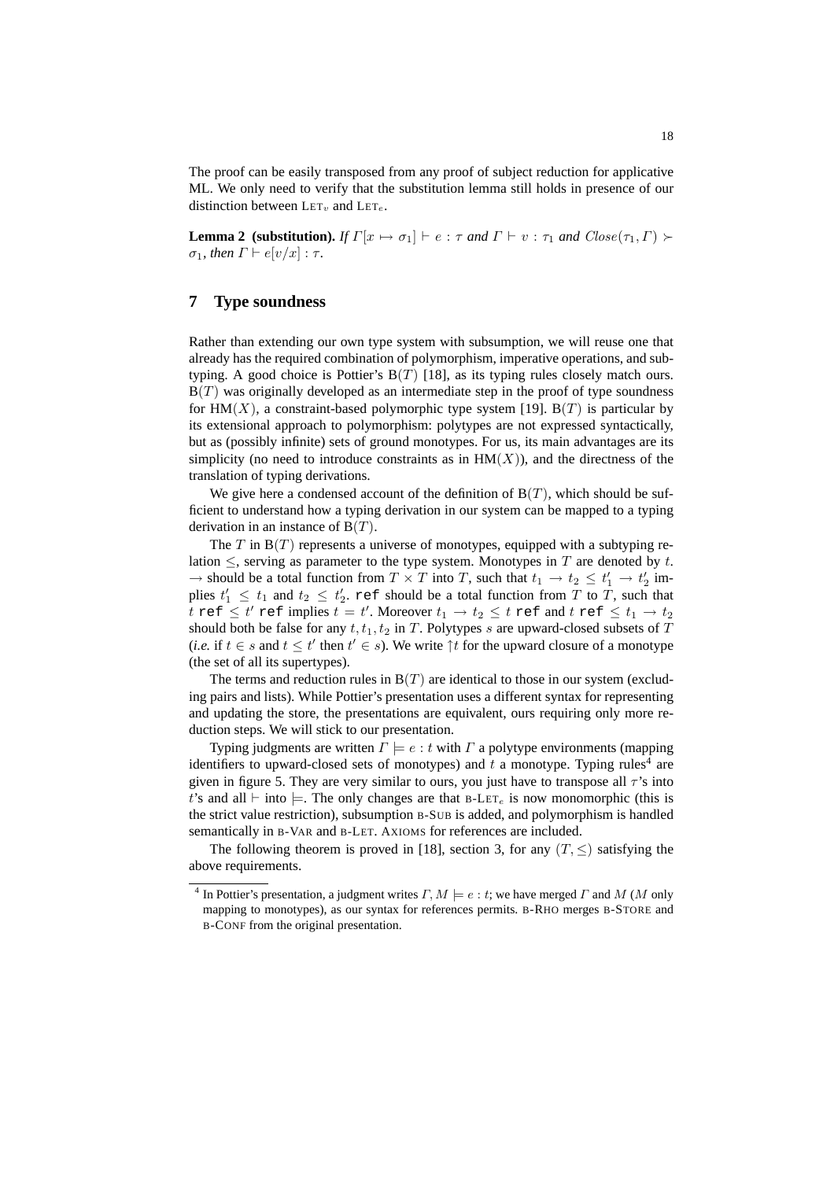The proof can be easily transposed from any proof of subject reduction for applicative ML. We only need to verify that the substitution lemma still holds in presence of our distinction between $\text{LET}_v$ and $\text{LET}_e$.

**Lemma 2 (substitution).** *If $\Gamma[x \mapsto \sigma_1] \vdash e : \tau$ and $\Gamma \vdash v : \tau_1$ and $Close(\tau_1, \Gamma) \succ \sigma_1$, then $\Gamma \vdash e[v/x] : \tau$.*

## 7 Type soundness

Rather than extending our own type system with subsumption, we will reuse one that already has the required combination of polymorphism, imperative operations, and subtyping. A good choice is Pottier's $\mathrm{B}(T)$ [18], as its typing rules closely match ours. $\mathrm{B}(T)$ was originally developed as an intermediate step in the proof of type soundness for $\mathrm{HM}(X)$, a constraint-based polymorphic type system [19]. $\mathrm{B}(T)$ is particular by its extensional approach to polymorphism: polytypes are not expressed syntactically, but as (possibly infinite) sets of ground monotypes. For us, its main advantages are its simplicity (no need to introduce constraints as in $\mathrm{HM}(X)$), and the directness of the translation of typing derivations.

We give here a condensed account of the definition of $\mathrm{B}(T)$, which should be sufficient to understand how a typing derivation in our system can be mapped to a typing derivation in an instance of $\mathrm{B}(T)$.

The $T$ in $\mathrm{B}(T)$ represents a universe of monotypes, equipped with a subtyping relation $\leq$, serving as parameter to the type system. Monotypes in $T$ are denoted by $t$. $\rightarrow$ should be a total function from $T \times T$ into $T$, such that $t_1 \rightarrow t_2 \leq t'_1 \rightarrow t'_2$ implies $t'_1 \leq t_1$ and $t_2 \leq t'_2$. `ref` should be a total function from $T$ to $T$, such that $t\ \texttt{ref} \leq t'\ \texttt{ref}$ implies $t = t'$. Moreover $t_1 \rightarrow t_2 \leq t\ \texttt{ref}$ and $t\ \texttt{ref} \leq t_1 \rightarrow t_2$ should both be false for any $t, t_1, t_2$ in $T$. Polytypes $s$ are upward-closed subsets of $T$ (*i.e.* if $t \in s$ and $t \leq t'$ then $t' \in s$). We write $\uparrow t$ for the upward closure of a monotype (the set of all its supertypes).

The terms and reduction rules in $\mathrm{B}(T)$ are identical to those in our system (excluding pairs and lists). While Pottier's presentation uses a different syntax for representing and updating the store, the presentations are equivalent, ours requiring only more reduction steps. We will stick to our presentation.

Typing judgments are written $\Gamma \models e : t$ with $\Gamma$ a polytype environments (mapping identifiers to upward-closed sets of monotypes) and $t$ a monotype. Typing rules[4] are given in figure 5. They are very similar to ours, you just have to transpose all $\tau$'s into $t$'s and all $\vdash$ into $\models$. The only changes are that B-$\text{LET}_e$ is now monomorphic (this is the strict value restriction), subsumption B-SUB is added, and polymorphism is handled semantically in B-VAR and B-LET. AXIOMS for references are included.

The following theorem is proved in [18], section 3, for any $(T, \leq)$ satisfying the above requirements.

---

[4] In Pottier's presentation, a judgment writes $\Gamma, M \models e : t$; we have merged $\Gamma$ and $M$ ($M$ only mapping to monotypes), as our syntax for references permits. B-RHO merges B-STORE and B-CONF from the original presentation.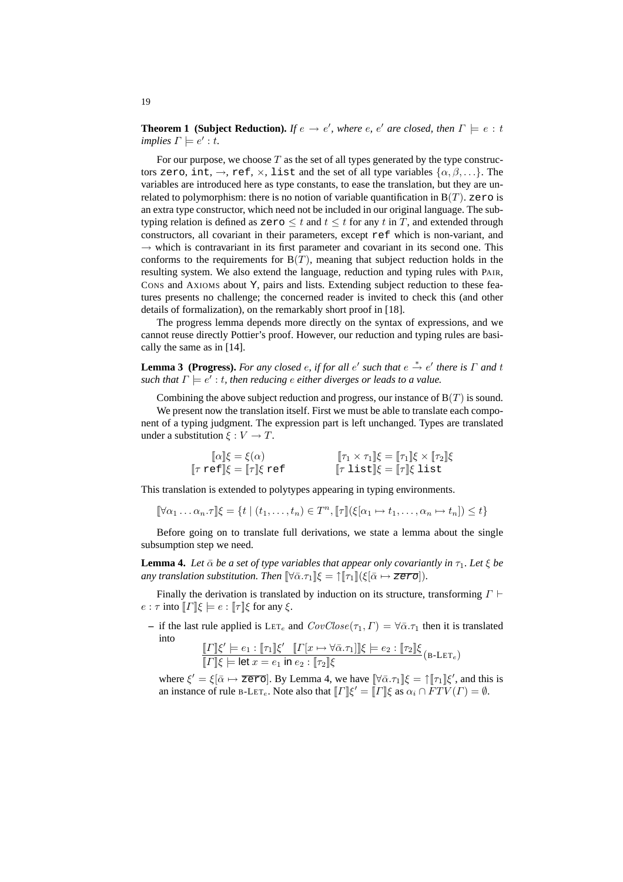**Theorem 1 (Subject Reduction).** *If $e \to e'$, where $e$, $e'$ are closed, then $\Gamma \models e : t$ implies $\Gamma \models e' : t$.*

For our purpose, we choose $T$ as the set of all types generated by the type constructors zero, int, $\to$, ref, $\times$, list and the set of all type variables $\{\alpha, \beta, \ldots\}$. The variables are introduced here as type constants, to ease the translation, but they are unrelated to polymorphism: there is no notion of variable quantification in $\mathrm{B}(T)$. zero is an extra type constructor, which need not be included in our original language. The subtyping relation is defined as $\mathtt{zero} \leq t$ and $t \leq t$ for any $t$ in $T$, and extended through constructors, all covariant in their parameters, except ref which is non-variant, and $\to$ which is contravariant in its first parameter and covariant in its second one. This conforms to the requirements for $\mathrm{B}(T)$, meaning that subject reduction holds in the resulting system. We also extend the language, reduction and typing rules with PAIR, CONS and AXIOMS about Y, pairs and lists. Extending subject reduction to these features presents no challenge; the concerned reader is invited to check this (and other details of formalization), on the remarkably short proof in [18].

The progress lemma depends more directly on the syntax of expressions, and we cannot reuse directly Pottier's proof. However, our reduction and typing rules are basically the same as in [14].

**Lemma 3 (Progress).** *For any closed $e$, if for all $e'$ such that $e \xrightarrow{*} e'$ there is $\Gamma$ and $t$ such that $\Gamma \models e' : t$, then reducing $e$ either diverges or leads to a value.*

Combining the above subject reduction and progress, our instance of $\mathrm{B}(T)$ is sound.

We present now the translation itself. First we must be able to translate each component of a typing judgment. The expression part is left unchanged. Types are translated under a substitution $\xi : V \to T$.

$$
\begin{array}{ll}
[\![\alpha]\!]\xi = \xi(\alpha) & [\![\tau_1 \times \tau_1]\!]\xi = [\![\tau_1]\!]\xi \times [\![\tau_2]\!]\xi \\
[\![\tau\ \mathtt{ref}]\!]\xi = [\![\tau]\!]\xi\ \mathtt{ref} & [\![\tau\ \mathtt{list}]\!]\xi = [\![\tau]\!]\xi\ \mathtt{list}
\end{array}
$$

This translation is extended to polytypes appearing in typing environments.

$$
[\![\forall\alpha_1 \ldots \alpha_n.\tau]\!]\xi = \{t \mid (t_1, \ldots, t_n) \in T^n, [\![\tau]\!](\xi[\alpha_1 \mapsto t_1, \ldots, \alpha_n \mapsto t_n]) \leq t\}
$$

Before going on to translate full derivations, we state a lemma about the single subsumption step we need.

**Lemma 4.** *Let $\bar{\alpha}$ be a set of type variables that appear only covariantly in $\tau_1$. Let $\xi$ be any translation substitution. Then $[\![\forall\bar{\alpha}.\tau_1]\!]\xi = \uparrow[\![\tau_1]\!](\xi[\bar{\alpha} \mapsto \overline{\mathtt{zero}}])$.*

Finally the derivation is translated by induction on its structure, transforming $\Gamma \vdash e : \tau$ into $[\![\Gamma]\!]\xi \models e : [\![\tau]\!]\xi$ for any $\xi$.

– if the last rule applied is $\mathrm{LET}_e$ and $CovClose(\tau_1, \Gamma) = \forall\bar{\alpha}.\tau_1$ then it is translated into

$$
\frac{[\![\Gamma]\!]\xi' \models e_1 : [\![\tau_1]\!]\xi' \quad [\![\Gamma[x \mapsto \forall\bar{\alpha}.\tau_1]]\!]\xi \models e_2 : [\![\tau_2]\!]\xi}{[\![\Gamma]\!]\xi \models \mathsf{let}\ x = e_1\ \mathsf{in}\ e_2 : [\![\tau_2]\!]\xi}(\mathrm{B\text{-}LET}_e)
$$

where $\xi' = \xi[\bar{\alpha} \mapsto \overline{\mathtt{zero}}]$. By Lemma 4, we have $[\![\forall\bar{\alpha}.\tau_1]\!]\xi = \uparrow[\![\tau_1]\!]\xi'$, and this is an instance of rule $\mathrm{B\text{-}LET}_e$. Note also that $[\![\Gamma]\!]\xi' = [\![\Gamma]\!]\xi$ as $\alpha_i \cap FTV(\Gamma) = \emptyset$.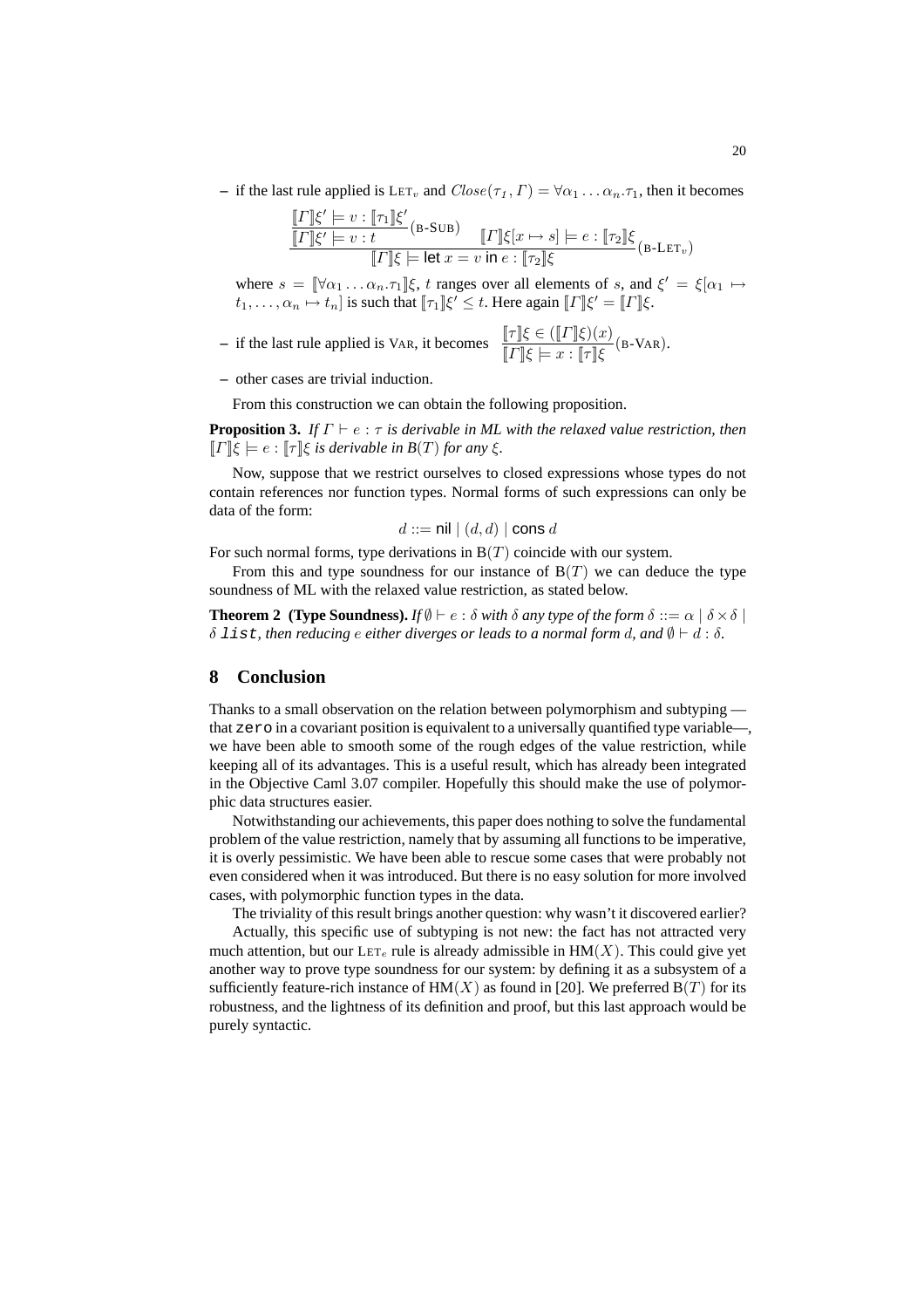– if the last rule applied is $\text{LET}_v$ and $Close(\tau_1, \Gamma) = \forall\alpha_1 \ldots \alpha_n.\tau_1$, then it becomes

$$\dfrac{\dfrac{[\![\Gamma]\!]\xi' \models v : [\![\tau_1]\!]\xi'}{[\![\Gamma]\!]\xi' \models v : t}(\text{B-SUB}) \qquad [\![\Gamma]\!]\xi[x \mapsto s] \models e : [\![\tau_2]\!]\xi}{[\![\Gamma]\!]\xi \models \mathsf{let}\ x = v\ \mathsf{in}\ e : [\![\tau_2]\!]\xi}(\text{B-LET}_v)$$

where $s = [\![\forall\alpha_1 \ldots \alpha_n.\tau_1]\!]\xi$, $t$ ranges over all elements of $s$, and $\xi' = \xi[\alpha_1 \mapsto t_1, \ldots, \alpha_n \mapsto t_n]$ is such that $[\![\tau_1]\!]\xi' \leq t$. Here again $[\![\Gamma]\!]\xi' = [\![\Gamma]\!]\xi$.

– if the last rule applied is VAR, it becomes $\dfrac{[\![\tau]\!]\xi \in ([\![\Gamma]\!]\xi)(x)}{[\![\Gamma]\!]\xi \models x : [\![\tau]\!]\xi}(\text{B-VAR})$.

– other cases are trivial induction.

From this construction we can obtain the following proposition.

**Proposition 3.** *If $\Gamma \vdash e : \tau$ is derivable in ML with the relaxed value restriction, then $[\![\Gamma]\!]\xi \models e : [\![\tau]\!]\xi$ is derivable in $B(T)$ for any $\xi$.*

Now, suppose that we restrict ourselves to closed expressions whose types do not contain references nor function types. Normal forms of such expressions can only be data of the form:

$$d ::= \mathsf{nil} \mid (d, d) \mid \mathsf{cons}\ d$$

For such normal forms, type derivations in $\text{B}(T)$ coincide with our system.

From this and type soundness for our instance of $\text{B}(T)$ we can deduce the type soundness of ML with the relaxed value restriction, as stated below.

**Theorem 2 (Type Soundness).** *If $\emptyset \vdash e : \delta$ with $\delta$ any type of the form $\delta ::= \alpha \mid \delta \times \delta \mid \delta$ `list`, then reducing $e$ either diverges or leads to a normal form $d$, and $\emptyset \vdash d : \delta$.*

## 8 Conclusion

Thanks to a small observation on the relation between polymorphism and subtyping — that `zero` in a covariant position is equivalent to a universally quantified type variable—, we have been able to smooth some of the rough edges of the value restriction, while keeping all of its advantages. This is a useful result, which has already been integrated in the Objective Caml 3.07 compiler. Hopefully this should make the use of polymorphic data structures easier.

Notwithstanding our achievements, this paper does nothing to solve the fundamental problem of the value restriction, namely that by assuming all functions to be imperative, it is overly pessimistic. We have been able to rescue some cases that were probably not even considered when it was introduced. But there is no easy solution for more involved cases, with polymorphic function types in the data.

The triviality of this result brings another question: why wasn't it discovered earlier?

Actually, this specific use of subtyping is not new: the fact has not attracted very much attention, but our $\text{LET}_e$ rule is already admissible in $\text{HM}(X)$. This could give yet another way to prove type soundness for our system: by defining it as a subsystem of a sufficiently feature-rich instance of $\text{HM}(X)$ as found in [20]. We preferred $\text{B}(T)$ for its robustness, and the lightness of its definition and proof, but this last approach would be purely syntactic.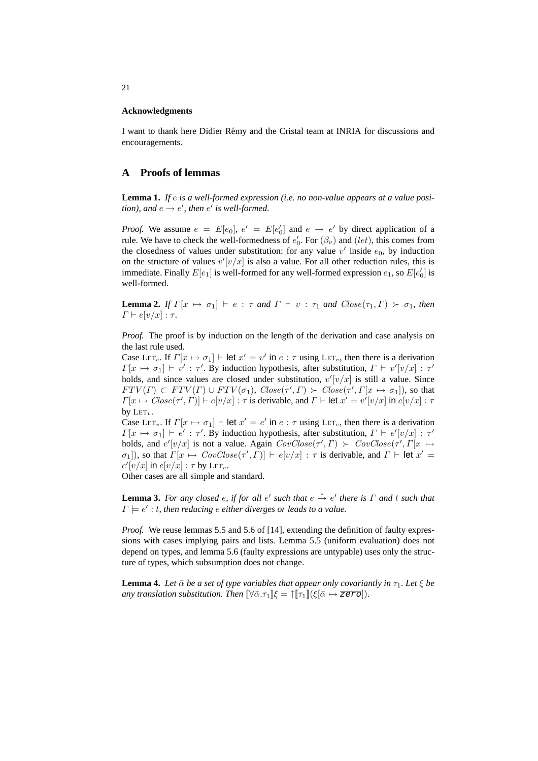**Acknowledgments**

I want to thank here Didier Rémy and the Cristal team at INRIA for discussions and encouragements.

## A Proofs of lemmas

**Lemma 1.** *If $e$ is a well-formed expression (i.e. no non-value appears at a value position), and $e \to e'$, then $e'$ is well-formed.*

*Proof.* We assume $e = E[e_0]$, $e' = E[e'_0]$ and $e \to e'$ by direct application of a rule. We have to check the well-formedness of $e'_0$. For $(\beta_v)$ and $(let)$, this comes from the closedness of values under substitution: for any value $v'$ inside $e_0$, by induction on the structure of values $v'[v/x]$ is also a value. For all other reduction rules, this is immediate. Finally $E[e_1]$ is well-formed for any well-formed expression $e_1$, so $E[e'_0]$ is well-formed.

**Lemma 2.** *If $\Gamma[x \mapsto \sigma_1] \vdash e : \tau$ and $\Gamma \vdash v : \tau_1$ and $Close(\tau_1, \Gamma) \succ \sigma_1$, then $\Gamma \vdash e[v/x] : \tau$.*

*Proof.* The proof is by induction on the length of the derivation and case analysis on the last rule used.
Case $\text{LET}_e$. If $\Gamma[x \mapsto \sigma_1] \vdash \mathsf{let}\ x' = v' \mathsf{\ in\ } e : \tau$ using $\text{LET}_v$, then there is a derivation $\Gamma[x \mapsto \sigma_1] \vdash v' : \tau'$. By induction hypothesis, after substitution, $\Gamma \vdash v'[v/x] : \tau'$ holds, and since values are closed under substitution, $v'[v/x]$ is still a value. Since $FTV(\Gamma) \subset FTV(\Gamma) \cup FTV(\sigma_1)$, $Close(\tau', \Gamma) \succ Close(\tau', \Gamma[x \mapsto \sigma_1])$, so that $\Gamma[x \mapsto Close(\tau', \Gamma)] \vdash e[v/x] : \tau$ is derivable, and $\Gamma \vdash \mathsf{let}\ x' = v'[v/x] \mathsf{\ in\ } e[v/x] : \tau$ by $\text{LET}_v$.
Case $\text{LET}_v$. If $\Gamma[x \mapsto \sigma_1] \vdash \mathsf{let}\ x' = e' \mathsf{\ in\ } e : \tau$ using $\text{LET}_e$, then there is a derivation $\Gamma[x \mapsto \sigma_1] \vdash e' : \tau'$. By induction hypothesis, after substitution, $\Gamma \vdash e'[v/x] : \tau'$ holds, and $e'[v/x]$ is not a value. Again $CovClose(\tau', \Gamma) \succ CovClose(\tau', \Gamma[x \mapsto \sigma_1])$, so that $\Gamma[x \mapsto CovClose(\tau', \Gamma)] \vdash e[v/x] : \tau$ is derivable, and $\Gamma \vdash \mathsf{let}\ x' = e'[v/x] \mathsf{\ in\ } e[v/x] : \tau$ by $\text{LET}_e$.
Other cases are all simple and standard.

**Lemma 3.** *For any closed $e$, if for all $e'$ such that $e \xrightarrow{*} e'$ there is $\Gamma$ and $t$ such that $\Gamma \models e' : t$, then reducing $e$ either diverges or leads to a value.*

*Proof.* We reuse lemmas 5.5 and 5.6 of [14], extending the definition of faulty expressions with cases implying pairs and lists. Lemma 5.5 (uniform evaluation) does not depend on types, and lemma 5.6 (faulty expressions are untypable) uses only the structure of types, which subsumption does not change.

**Lemma 4.** *Let $\bar\alpha$ be a set of type variables that appear only covariantly in $\tau_1$. Let $\xi$ be any translation substitution. Then $[\![\forall\bar\alpha.\tau_1]\!]\xi = \uparrow[\![\tau_1]\!](\xi[\bar\alpha \mapsto \overline{\mathit{zero}}])$.*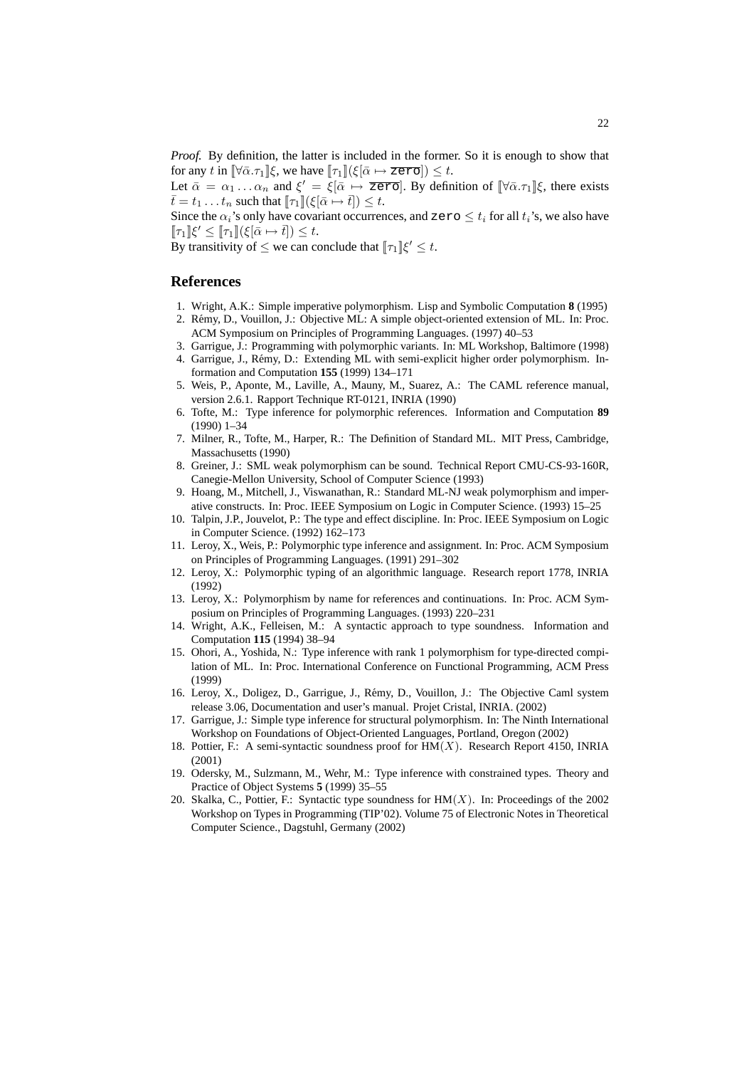*Proof.* By definition, the latter is included in the former. So it is enough to show that for any $t$ in $[\![\forall\bar{\alpha}.\tau_1]\!]\xi$, we have $[\![\tau_1]\!](\xi[\bar{\alpha} \mapsto \overline{\texttt{zero}}]) \leq t$.

Let $\bar{\alpha} = \alpha_1 \ldots \alpha_n$ and $\xi' = \xi[\bar{\alpha} \mapsto \overline{\texttt{zero}}]$. By definition of $[\![\forall\bar{\alpha}.\tau_1]\!]\xi$, there exists $\bar{t} = t_1 \ldots t_n$ such that $[\![\tau_1]\!](\xi[\bar{\alpha} \mapsto \bar{t}]) \leq t$.

Since the $\alpha_i$'s only have covariant occurrences, and $\texttt{zero} \leq t_i$ for all $t_i$'s, we also have $[\![\tau_1]\!]\xi' \leq [\![\tau_1]\!](\xi[\bar{\alpha} \mapsto \bar{t}]) \leq t$.

By transitivity of $\leq$ we can conclude that $[\![\tau_1]\!]\xi' \leq t$.

## References

1. Wright, A.K.: Simple imperative polymorphism. Lisp and Symbolic Computation **8** (1995)
2. Rémy, D., Vouillon, J.: Objective ML: A simple object-oriented extension of ML. In: Proc. ACM Symposium on Principles of Programming Languages. (1997) 40–53
3. Garrigue, J.: Programming with polymorphic variants. In: ML Workshop, Baltimore (1998)
4. Garrigue, J., Rémy, D.: Extending ML with semi-explicit higher order polymorphism. Information and Computation **155** (1999) 134–171
5. Weis, P., Aponte, M., Laville, A., Mauny, M., Suarez, A.: The CAML reference manual, version 2.6.1. Rapport Technique RT-0121, INRIA (1990)
6. Tofte, M.: Type inference for polymorphic references. Information and Computation **89** (1990) 1–34
7. Milner, R., Tofte, M., Harper, R.: The Definition of Standard ML. MIT Press, Cambridge, Massachusetts (1990)
8. Greiner, J.: SML weak polymorphism can be sound. Technical Report CMU-CS-93-160R, Canegie-Mellon University, School of Computer Science (1993)
9. Hoang, M., Mitchell, J., Viswanathan, R.: Standard ML-NJ weak polymorphism and imperative constructs. In: Proc. IEEE Symposium on Logic in Computer Science. (1993) 15–25
10. Talpin, J.P., Jouvelot, P.: The type and effect discipline. In: Proc. IEEE Symposium on Logic in Computer Science. (1992) 162–173
11. Leroy, X., Weis, P.: Polymorphic type inference and assignment. In: Proc. ACM Symposium on Principles of Programming Languages. (1991) 291–302
12. Leroy, X.: Polymorphic typing of an algorithmic language. Research report 1778, INRIA (1992)
13. Leroy, X.: Polymorphism by name for references and continuations. In: Proc. ACM Symposium on Principles of Programming Languages. (1993) 220–231
14. Wright, A.K., Felleisen, M.: A syntactic approach to type soundness. Information and Computation **115** (1994) 38–94
15. Ohori, A., Yoshida, N.: Type inference with rank 1 polymorphism for type-directed compilation of ML. In: Proc. International Conference on Functional Programming, ACM Press (1999)
16. Leroy, X., Doligez, D., Garrigue, J., Rémy, D., Vouillon, J.: The Objective Caml system release 3.06, Documentation and user's manual. Projet Cristal, INRIA. (2002)
17. Garrigue, J.: Simple type inference for structural polymorphism. In: The Ninth International Workshop on Foundations of Object-Oriented Languages, Portland, Oregon (2002)
18. Pottier, F.: A semi-syntactic soundness proof for HM($X$). Research Report 4150, INRIA (2001)
19. Odersky, M., Sulzmann, M., Wehr, M.: Type inference with constrained types. Theory and Practice of Object Systems **5** (1999) 35–55
20. Skalka, C., Pottier, F.: Syntactic type soundness for HM($X$). In: Proceedings of the 2002 Workshop on Types in Programming (TIP'02). Volume 75 of Electronic Notes in Theoretical Computer Science., Dagstuhl, Germany (2002)